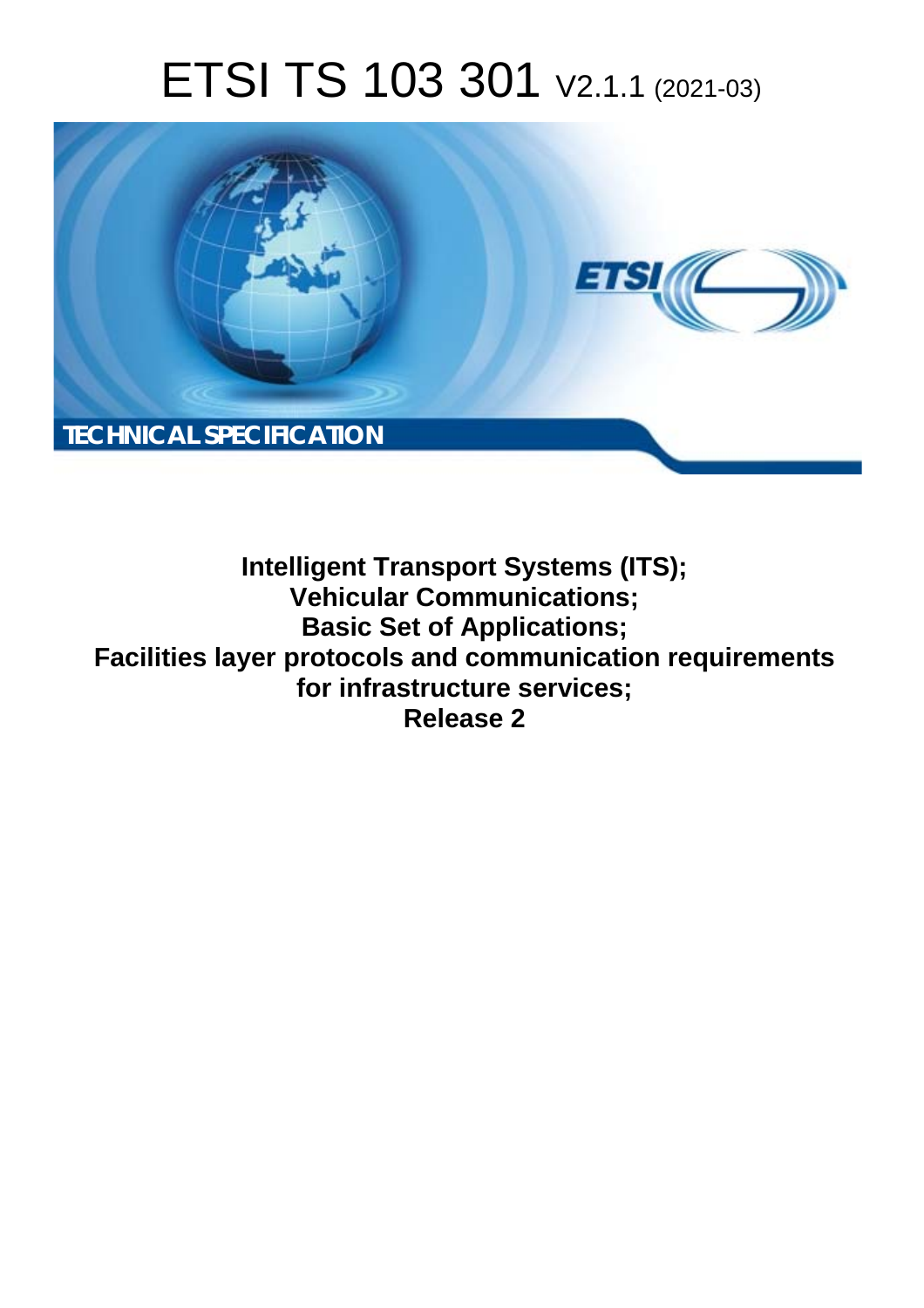# ETSI TS 103 301 V2.1.1 (2021-03)

TECHNICAL SPECIFICATION

**Intelligent Transport Systems (ITS);**
**Vehicular Communications;**
**Basic Set of Applications;**
**Facilities layer protocols and communication requirements for infrastructure services;**
**Release 2**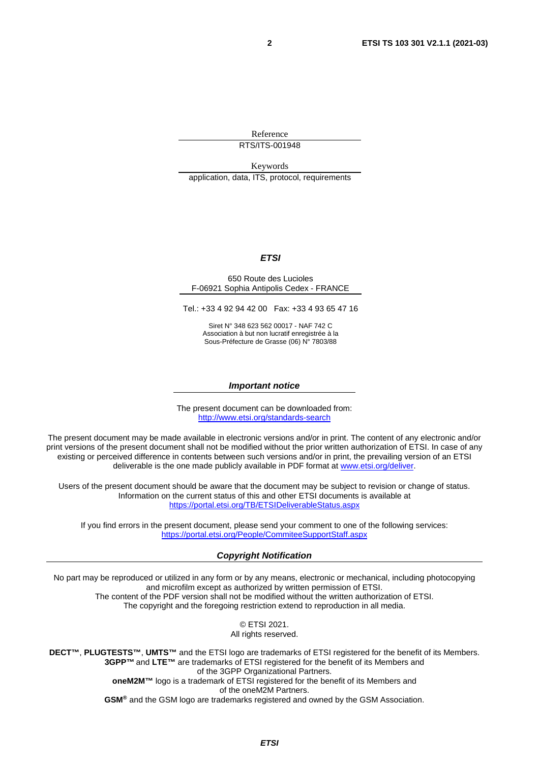Reference

RTS/ITS-001948

Keywords

application, data, ITS, protocol, requirements

***ETSI***

650 Route des Lucioles
F-06921 Sophia Antipolis Cedex - FRANCE

Tel.: +33 4 92 94 42 00   Fax: +33 4 93 65 47 16

Siret N° 348 623 562 00017 - NAF 742 C
Association à but non lucratif enregistrée à la
Sous-Préfecture de Grasse (06) N° 7803/88

***Important notice***

The present document can be downloaded from:
http://www.etsi.org/standards-search

The present document may be made available in electronic versions and/or in print. The content of any electronic and/or print versions of the present document shall not be modified without the prior written authorization of ETSI. In case of any existing or perceived difference in contents between such versions and/or in print, the prevailing version of an ETSI deliverable is the one made publicly available in PDF format at www.etsi.org/deliver.

Users of the present document should be aware that the document may be subject to revision or change of status. Information on the current status of this and other ETSI documents is available at https://portal.etsi.org/TB/ETSIDeliverableStatus.aspx

If you find errors in the present document, please send your comment to one of the following services:
https://portal.etsi.org/People/CommiteeSupportStaff.aspx

***Copyright Notification***

No part may be reproduced or utilized in any form or by any means, electronic or mechanical, including photocopying and microfilm except as authorized by written permission of ETSI.
The content of the PDF version shall not be modified without the written authorization of ETSI.
The copyright and the foregoing restriction extend to reproduction in all media.

© ETSI 2021.
All rights reserved.

**DECT™**, **PLUGTESTS™**, **UMTS™** and the ETSI logo are trademarks of ETSI registered for the benefit of its Members.
**3GPP™** and **LTE™** are trademarks of ETSI registered for the benefit of its Members and of the 3GPP Organizational Partners.
**oneM2M™** logo is a trademark of ETSI registered for the benefit of its Members and of the oneM2M Partners.
**GSM®** and the GSM logo are trademarks registered and owned by the GSM Association.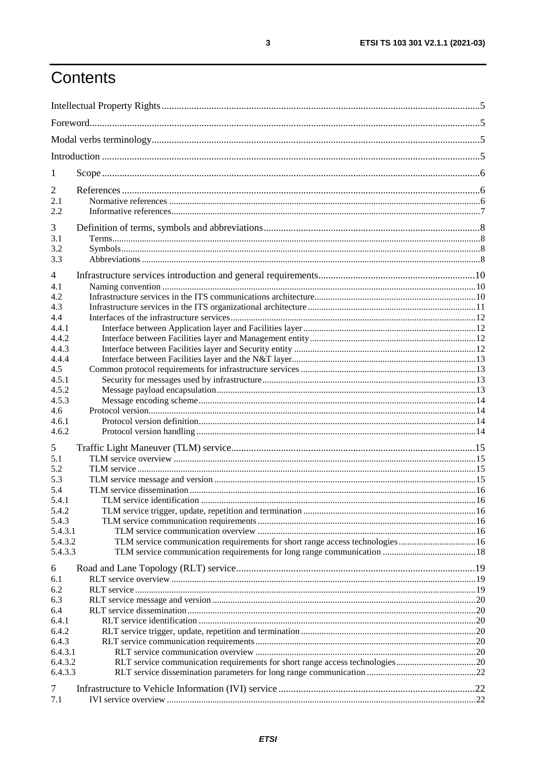# Contents

Intellectual Property Rights ..... 5

Foreword ..... 5

Modal verbs terminology ..... 5

Introduction ..... 5

1 Scope ..... 6

2 References ..... 6
- 2.1 Normative references ..... 6
- 2.2 Informative references ..... 7

3 Definition of terms, symbols and abbreviations ..... 8
- 3.1 Terms ..... 8
- 3.2 Symbols ..... 8
- 3.3 Abbreviations ..... 8

4 Infrastructure services introduction and general requirements ..... 10
- 4.1 Naming convention ..... 10
- 4.2 Infrastructure services in the ITS communications architecture ..... 10
- 4.3 Infrastructure services in the ITS organizational architecture ..... 11
- 4.4 Interfaces of the infrastructure services ..... 12
- 4.4.1 Interface between Application layer and Facilities layer ..... 12
- 4.4.2 Interface between Facilities layer and Management entity ..... 12
- 4.4.3 Interface between Facilities layer and Security entity ..... 12
- 4.4.4 Interface between Facilities layer and the N&T layer ..... 13
- 4.5 Common protocol requirements for infrastructure services ..... 13
- 4.5.1 Security for messages used by infrastructure ..... 13
- 4.5.2 Message payload encapsulation ..... 13
- 4.5.3 Message encoding scheme ..... 14
- 4.6 Protocol version ..... 14
- 4.6.1 Protocol version definition ..... 14
- 4.6.2 Protocol version handling ..... 14

5 Traffic Light Maneuver (TLM) service ..... 15
- 5.1 TLM service overview ..... 15
- 5.2 TLM service ..... 15
- 5.3 TLM service message and version ..... 15
- 5.4 TLM service dissemination ..... 16
- 5.4.1 TLM service identification ..... 16
- 5.4.2 TLM service trigger, update, repetition and termination ..... 16
- 5.4.3 TLM service communication requirements ..... 16
- 5.4.3.1 TLM service communication overview ..... 16
- 5.4.3.2 TLM service communication requirements for short range access technologies ..... 16
- 5.4.3.3 TLM service communication requirements for long range communication ..... 18

6 Road and Lane Topology (RLT) service ..... 19
- 6.1 RLT service overview ..... 19
- 6.2 RLT service ..... 19
- 6.3 RLT service message and version ..... 20
- 6.4 RLT service dissemination ..... 20
- 6.4.1 RLT service identification ..... 20
- 6.4.2 RLT service trigger, update, repetition and termination ..... 20
- 6.4.3 RLT service communication requirements ..... 20
- 6.4.3.1 RLT service communication overview ..... 20
- 6.4.3.2 RLT service communication requirements for short range access technologies ..... 20
- 6.4.3.3 RLT service dissemination parameters for long range communication ..... 22

7 Infrastructure to Vehicle Information (IVI) service ..... 22
- 7.1 IVI service overview ..... 22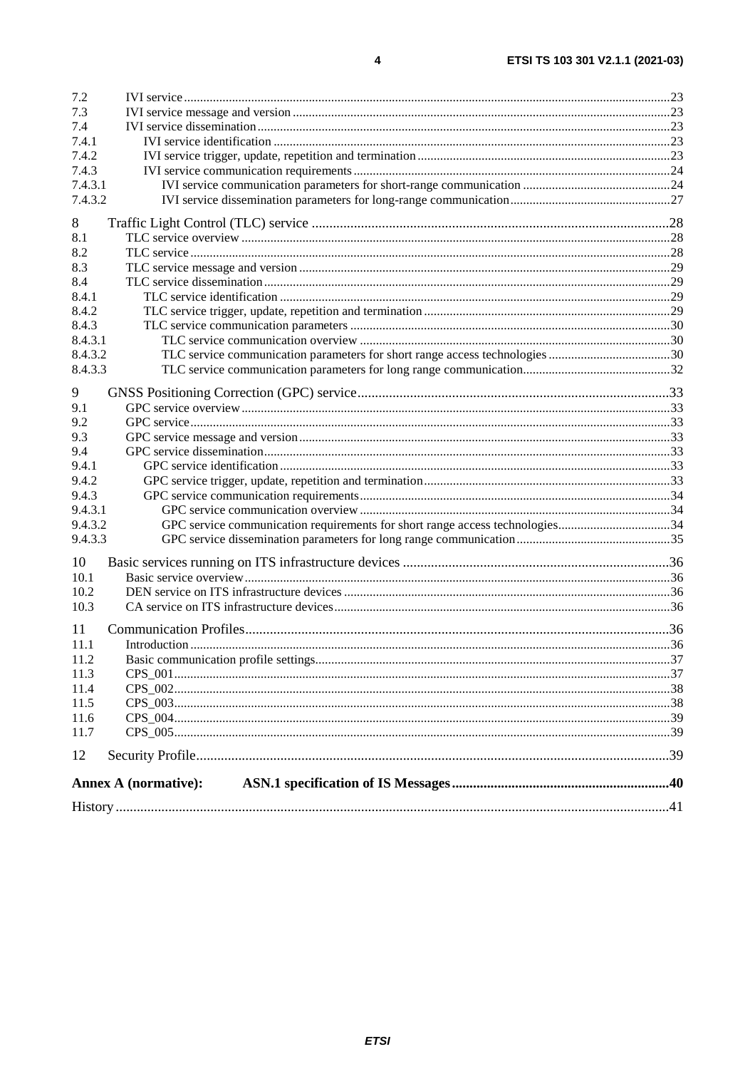| | | |
|---|---|---|
| 7.2 | IVI service | 23 |
| 7.3 | IVI service message and version | 23 |
| 7.4 | IVI service dissemination | 23 |
| 7.4.1 | IVI service identification | 23 |
| 7.4.2 | IVI service trigger, update, repetition and termination | 23 |
| 7.4.3 | IVI service communication requirements | 24 |
| 7.4.3.1 | IVI service communication parameters for short-range communication | 24 |
| 7.4.3.2 | IVI service dissemination parameters for long-range communication | 27 |
| 8 | Traffic Light Control (TLC) service | 28 |
| 8.1 | TLC service overview | 28 |
| 8.2 | TLC service | 28 |
| 8.3 | TLC service message and version | 29 |
| 8.4 | TLC service dissemination | 29 |
| 8.4.1 | TLC service identification | 29 |
| 8.4.2 | TLC service trigger, update, repetition and termination | 29 |
| 8.4.3 | TLC service communication parameters | 30 |
| 8.4.3.1 | TLC service communication overview | 30 |
| 8.4.3.2 | TLC service communication parameters for short range access technologies | 30 |
| 8.4.3.3 | TLC service communication parameters for long range communication | 32 |
| 9 | GNSS Positioning Correction (GPC) service | 33 |
| 9.1 | GPC service overview | 33 |
| 9.2 | GPC service | 33 |
| 9.3 | GPC service message and version | 33 |
| 9.4 | GPC service dissemination | 33 |
| 9.4.1 | GPC service identification | 33 |
| 9.4.2 | GPC service trigger, update, repetition and termination | 33 |
| 9.4.3 | GPC service communication requirements | 34 |
| 9.4.3.1 | GPC service communication overview | 34 |
| 9.4.3.2 | GPC service communication requirements for short range access technologies | 34 |
| 9.4.3.3 | GPC service dissemination parameters for long range communication | 35 |
| 10 | Basic services running on ITS infrastructure devices | 36 |
| 10.1 | Basic service overview | 36 |
| 10.2 | DEN service on ITS infrastructure devices | 36 |
| 10.3 | CA service on ITS infrastructure devices | 36 |
| 11 | Communication Profiles | 36 |
| 11.1 | Introduction | 36 |
| 11.2 | Basic communication profile settings | 37 |
| 11.3 | CPS_001 | 37 |
| 11.4 | CPS_002 | 38 |
| 11.5 | CPS_003 | 38 |
| 11.6 | CPS_004 | 39 |
| 11.7 | CPS_005 | 39 |
| 12 | Security Profile | 39 |
| **Annex A (normative):** | **ASN.1 specification of IS Messages** | **40** |
| History | | 41 |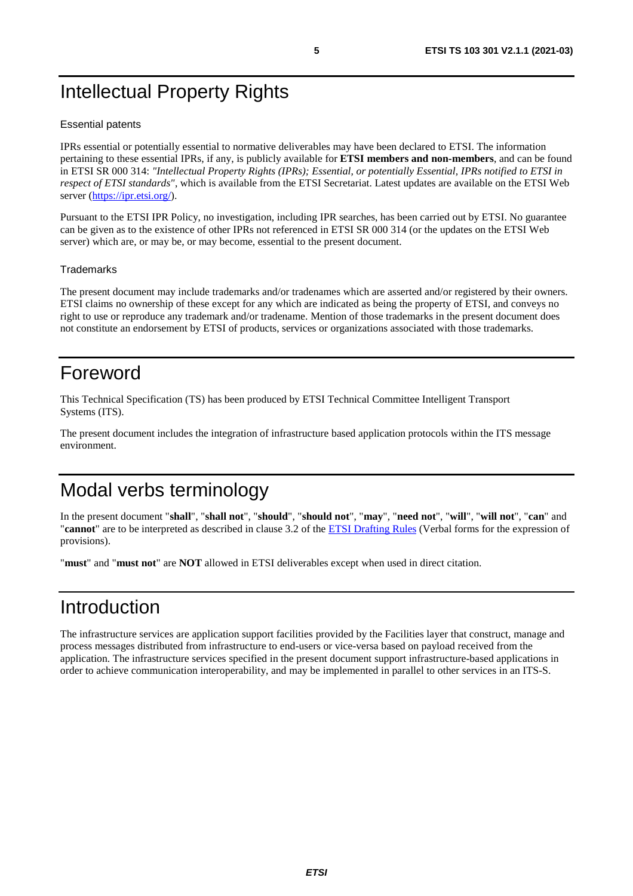# Intellectual Property Rights

### Essential patents

IPRs essential or potentially essential to normative deliverables may have been declared to ETSI. The information pertaining to these essential IPRs, if any, is publicly available for **ETSI members and non-members**, and can be found in ETSI SR 000 314: *"Intellectual Property Rights (IPRs); Essential, or potentially Essential, IPRs notified to ETSI in respect of ETSI standards"*, which is available from the ETSI Secretariat. Latest updates are available on the ETSI Web server (https://ipr.etsi.org/).

Pursuant to the ETSI IPR Policy, no investigation, including IPR searches, has been carried out by ETSI. No guarantee can be given as to the existence of other IPRs not referenced in ETSI SR 000 314 (or the updates on the ETSI Web server) which are, or may be, or may become, essential to the present document.

### Trademarks

The present document may include trademarks and/or tradenames which are asserted and/or registered by their owners. ETSI claims no ownership of these except for any which are indicated as being the property of ETSI, and conveys no right to use or reproduce any trademark and/or tradename. Mention of those trademarks in the present document does not constitute an endorsement by ETSI of products, services or organizations associated with those trademarks.

# Foreword

This Technical Specification (TS) has been produced by ETSI Technical Committee Intelligent Transport Systems (ITS).

The present document includes the integration of infrastructure based application protocols within the ITS message environment.

# Modal verbs terminology

In the present document "**shall**", "**shall not**", "**should**", "**should not**", "**may**", "**need not**", "**will**", "**will not**", "**can**" and "**cannot**" are to be interpreted as described in clause 3.2 of the ETSI Drafting Rules (Verbal forms for the expression of provisions).

"**must**" and "**must not**" are **NOT** allowed in ETSI deliverables except when used in direct citation.

# Introduction

The infrastructure services are application support facilities provided by the Facilities layer that construct, manage and process messages distributed from infrastructure to end-users or vice-versa based on payload received from the application. The infrastructure services specified in the present document support infrastructure-based applications in order to achieve communication interoperability, and may be implemented in parallel to other services in an ITS-S.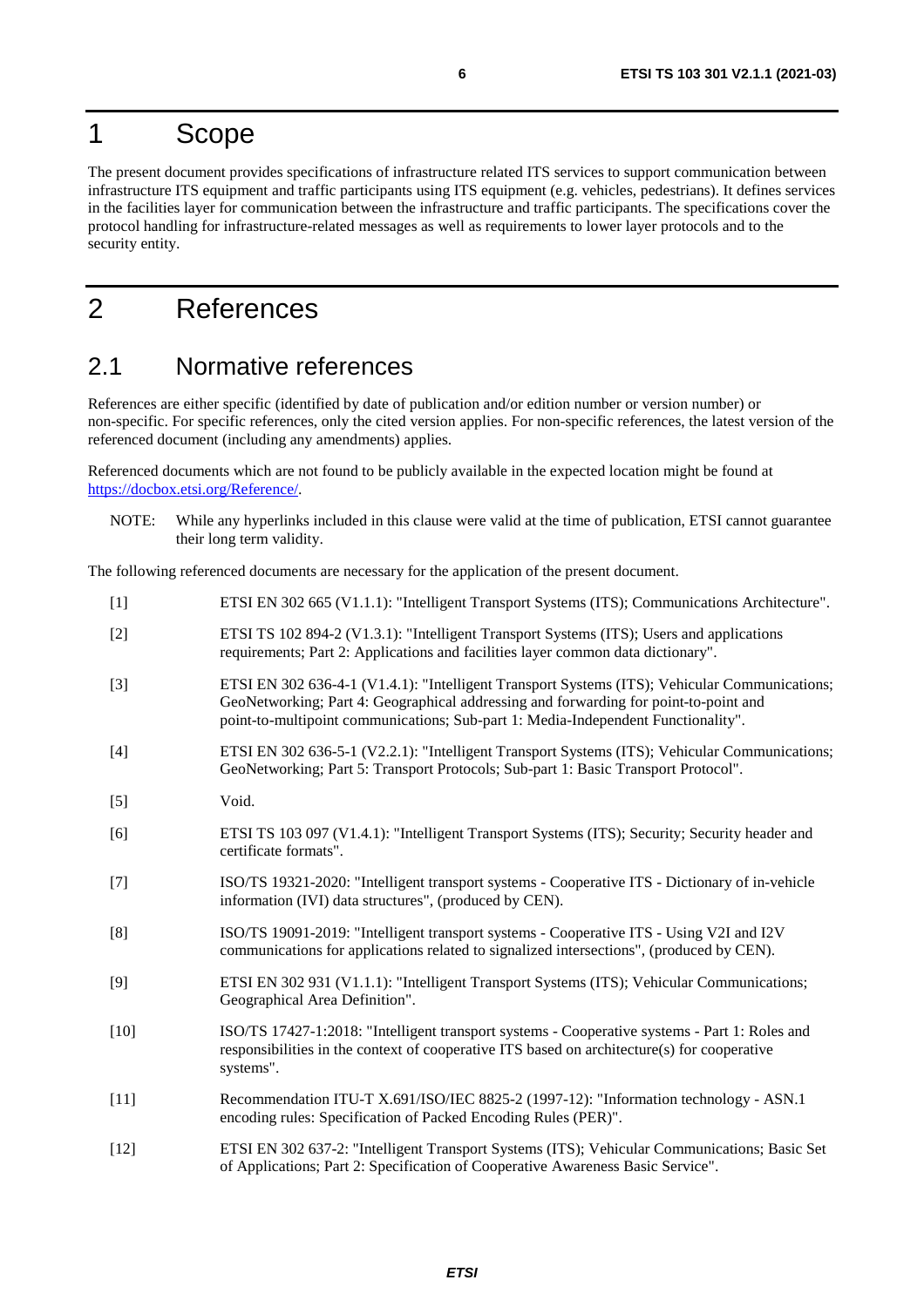# 1 Scope

The present document provides specifications of infrastructure related ITS services to support communication between infrastructure ITS equipment and traffic participants using ITS equipment (e.g. vehicles, pedestrians). It defines services in the facilities layer for communication between the infrastructure and traffic participants. The specifications cover the protocol handling for infrastructure-related messages as well as requirements to lower layer protocols and to the security entity.

# 2 References

## 2.1 Normative references

References are either specific (identified by date of publication and/or edition number or version number) or non-specific. For specific references, only the cited version applies. For non-specific references, the latest version of the referenced document (including any amendments) applies.

Referenced documents which are not found to be publicly available in the expected location might be found at https://docbox.etsi.org/Reference/.

NOTE: While any hyperlinks included in this clause were valid at the time of publication, ETSI cannot guarantee their long term validity.

The following referenced documents are necessary for the application of the present document.

[1] ETSI EN 302 665 (V1.1.1): "Intelligent Transport Systems (ITS); Communications Architecture".

[2] ETSI TS 102 894-2 (V1.3.1): "Intelligent Transport Systems (ITS); Users and applications requirements; Part 2: Applications and facilities layer common data dictionary".

[3] ETSI EN 302 636-4-1 (V1.4.1): "Intelligent Transport Systems (ITS); Vehicular Communications; GeoNetworking; Part 4: Geographical addressing and forwarding for point-to-point and point-to-multipoint communications; Sub-part 1: Media-Independent Functionality".

[4] ETSI EN 302 636-5-1 (V2.2.1): "Intelligent Transport Systems (ITS); Vehicular Communications; GeoNetworking; Part 5: Transport Protocols; Sub-part 1: Basic Transport Protocol".

[5] Void.

[6] ETSI TS 103 097 (V1.4.1): "Intelligent Transport Systems (ITS); Security; Security header and certificate formats".

[7] ISO/TS 19321-2020: "Intelligent transport systems - Cooperative ITS - Dictionary of in-vehicle information (IVI) data structures", (produced by CEN).

[8] ISO/TS 19091-2019: "Intelligent transport systems - Cooperative ITS - Using V2I and I2V communications for applications related to signalized intersections", (produced by CEN).

[9] ETSI EN 302 931 (V1.1.1): "Intelligent Transport Systems (ITS); Vehicular Communications; Geographical Area Definition".

[10] ISO/TS 17427-1:2018: "Intelligent transport systems - Cooperative systems - Part 1: Roles and responsibilities in the context of cooperative ITS based on architecture(s) for cooperative systems".

[11] Recommendation ITU-T X.691/ISO/IEC 8825-2 (1997-12): "Information technology - ASN.1 encoding rules: Specification of Packed Encoding Rules (PER)".

[12] ETSI EN 302 637-2: "Intelligent Transport Systems (ITS); Vehicular Communications; Basic Set of Applications; Part 2: Specification of Cooperative Awareness Basic Service".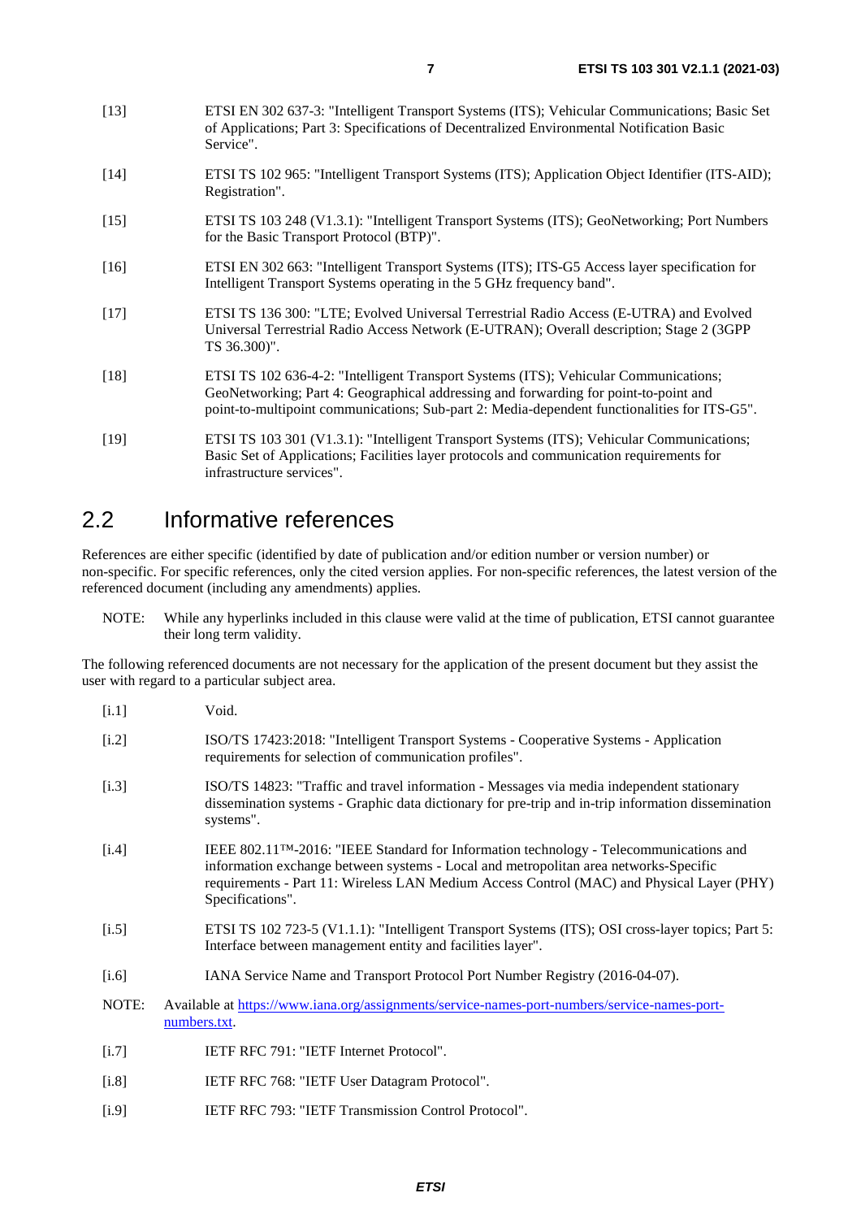[13] ETSI EN 302 637-3: "Intelligent Transport Systems (ITS); Vehicular Communications; Basic Set of Applications; Part 3: Specifications of Decentralized Environmental Notification Basic Service".

[14] ETSI TS 102 965: "Intelligent Transport Systems (ITS); Application Object Identifier (ITS-AID); Registration".

[15] ETSI TS 103 248 (V1.3.1): "Intelligent Transport Systems (ITS); GeoNetworking; Port Numbers for the Basic Transport Protocol (BTP)".

[16] ETSI EN 302 663: "Intelligent Transport Systems (ITS); ITS-G5 Access layer specification for Intelligent Transport Systems operating in the 5 GHz frequency band".

[17] ETSI TS 136 300: "LTE; Evolved Universal Terrestrial Radio Access (E-UTRA) and Evolved Universal Terrestrial Radio Access Network (E-UTRAN); Overall description; Stage 2 (3GPP TS 36.300)".

[18] ETSI TS 102 636-4-2: "Intelligent Transport Systems (ITS); Vehicular Communications; GeoNetworking; Part 4: Geographical addressing and forwarding for point-to-point and point-to-multipoint communications; Sub-part 2: Media-dependent functionalities for ITS-G5".

[19] ETSI TS 103 301 (V1.3.1): "Intelligent Transport Systems (ITS); Vehicular Communications; Basic Set of Applications; Facilities layer protocols and communication requirements for infrastructure services".

## 2.2 Informative references

References are either specific (identified by date of publication and/or edition number or version number) or non-specific. For specific references, only the cited version applies. For non-specific references, the latest version of the referenced document (including any amendments) applies.

NOTE: While any hyperlinks included in this clause were valid at the time of publication, ETSI cannot guarantee their long term validity.

The following referenced documents are not necessary for the application of the present document but they assist the user with regard to a particular subject area.

[i.1] Void.

[i.2] ISO/TS 17423:2018: "Intelligent Transport Systems - Cooperative Systems - Application requirements for selection of communication profiles".

[i.3] ISO/TS 14823: "Traffic and travel information - Messages via media independent stationary dissemination systems - Graphic data dictionary for pre-trip and in-trip information dissemination systems".

[i.4] IEEE 802.11™-2016: "IEEE Standard for Information technology - Telecommunications and information exchange between systems - Local and metropolitan area networks-Specific requirements - Part 11: Wireless LAN Medium Access Control (MAC) and Physical Layer (PHY) Specifications".

[i.5] ETSI TS 102 723-5 (V1.1.1): "Intelligent Transport Systems (ITS); OSI cross-layer topics; Part 5: Interface between management entity and facilities layer".

[i.6] IANA Service Name and Transport Protocol Port Number Registry (2016-04-07).

NOTE: Available at https://www.iana.org/assignments/service-names-port-numbers/service-names-port-numbers.txt.

[i.7] IETF RFC 791: "IETF Internet Protocol".

[i.8] IETF RFC 768: "IETF User Datagram Protocol".

[i.9] IETF RFC 793: "IETF Transmission Control Protocol".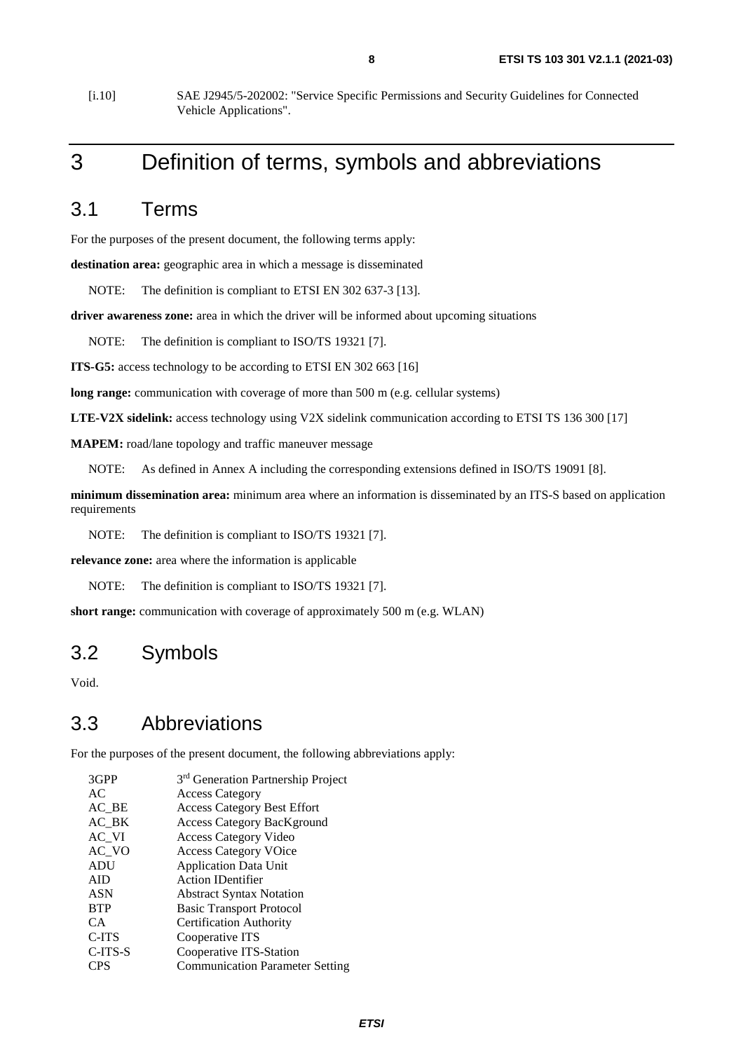[i.10] SAE J2945/5-202002: "Service Specific Permissions and Security Guidelines for Connected Vehicle Applications".

# 3 Definition of terms, symbols and abbreviations

## 3.1 Terms

For the purposes of the present document, the following terms apply:

**destination area:** geographic area in which a message is disseminated

NOTE: The definition is compliant to ETSI EN 302 637-3 [13].

**driver awareness zone:** area in which the driver will be informed about upcoming situations

NOTE: The definition is compliant to ISO/TS 19321 [7].

**ITS-G5:** access technology to be according to ETSI EN 302 663 [16]

**long range:** communication with coverage of more than 500 m (e.g. cellular systems)

**LTE-V2X sidelink:** access technology using V2X sidelink communication according to ETSI TS 136 300 [17]

**MAPEM:** road/lane topology and traffic maneuver message

NOTE: As defined in Annex A including the corresponding extensions defined in ISO/TS 19091 [8].

**minimum dissemination area:** minimum area where an information is disseminated by an ITS-S based on application requirements

NOTE: The definition is compliant to ISO/TS 19321 [7].

**relevance zone:** area where the information is applicable

NOTE: The definition is compliant to ISO/TS 19321 [7].

**short range:** communication with coverage of approximately 500 m (e.g. WLAN)

## 3.2 Symbols

Void.

## 3.3 Abbreviations

For the purposes of the present document, the following abbreviations apply:

| | |
|---|---|
| 3GPP | 3rd Generation Partnership Project |
| AC | Access Category |
| AC_BE | Access Category Best Effort |
| AC_BK | Access Category BacKground |
| AC_VI | Access Category Video |
| AC_VO | Access Category VOice |
| ADU | Application Data Unit |
| AID | Action IDentifier |
| ASN | Abstract Syntax Notation |
| BTP | Basic Transport Protocol |
| CA | Certification Authority |
| C-ITS | Cooperative ITS |
| C-ITS-S | Cooperative ITS-Station |
| CPS | Communication Parameter Setting |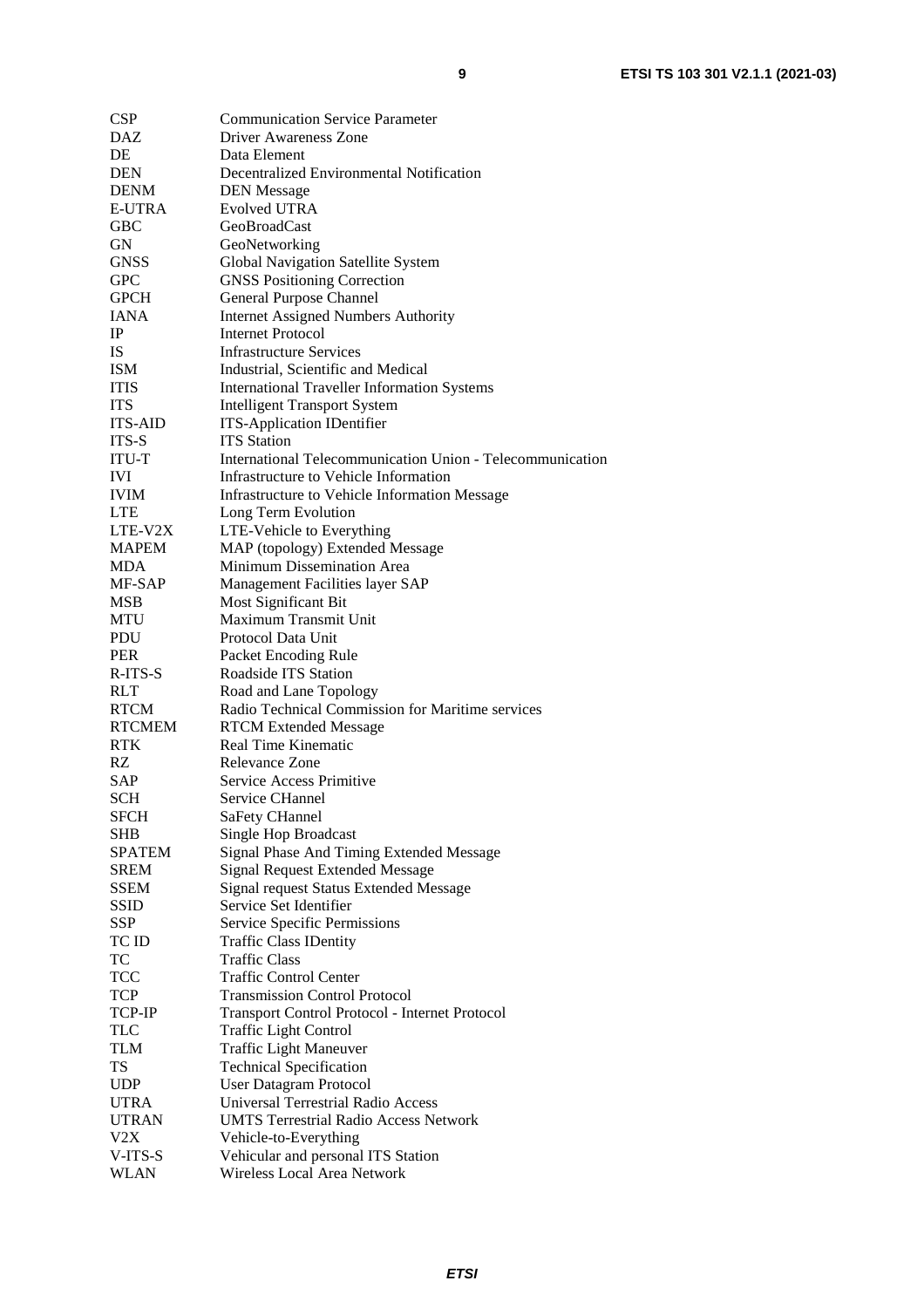| | |
|---|---|
| CSP | Communication Service Parameter |
| DAZ | Driver Awareness Zone |
| DE | Data Element |
| DEN | Decentralized Environmental Notification |
| DENM | DEN Message |
| E-UTRA | Evolved UTRA |
| GBC | GeoBroadCast |
| GN | GeoNetworking |
| GNSS | Global Navigation Satellite System |
| GPC | GNSS Positioning Correction |
| GPCH | General Purpose Channel |
| IANA | Internet Assigned Numbers Authority |
| IP | Internet Protocol |
| IS | Infrastructure Services |
| ISM | Industrial, Scientific and Medical |
| ITIS | International Traveller Information Systems |
| ITS | Intelligent Transport System |
| ITS-AID | ITS-Application IDentifier |
| ITS-S | ITS Station |
| ITU-T | International Telecommunication Union - Telecommunication |
| IVI | Infrastructure to Vehicle Information |
| IVIM | Infrastructure to Vehicle Information Message |
| LTE | Long Term Evolution |
| LTE-V2X | LTE-Vehicle to Everything |
| MAPEM | MAP (topology) Extended Message |
| MDA | Minimum Dissemination Area |
| MF-SAP | Management Facilities layer SAP |
| MSB | Most Significant Bit |
| MTU | Maximum Transmit Unit |
| PDU | Protocol Data Unit |
| PER | Packet Encoding Rule |
| R-ITS-S | Roadside ITS Station |
| RLT | Road and Lane Topology |
| RTCM | Radio Technical Commission for Maritime services |
| RTCMEM | RTCM Extended Message |
| RTK | Real Time Kinematic |
| RZ | Relevance Zone |
| SAP | Service Access Primitive |
| SCH | Service CHannel |
| SFCH | SaFety CHannel |
| SHB | Single Hop Broadcast |
| SPATEM | Signal Phase And Timing Extended Message |
| SREM | Signal Request Extended Message |
| SSEM | Signal request Status Extended Message |
| SSID | Service Set Identifier |
| SSP | Service Specific Permissions |
| TC ID | Traffic Class IDentity |
| TC | Traffic Class |
| TCC | Traffic Control Center |
| TCP | Transmission Control Protocol |
| TCP-IP | Transport Control Protocol - Internet Protocol |
| TLC | Traffic Light Control |
| TLM | Traffic Light Maneuver |
| TS | Technical Specification |
| UDP | User Datagram Protocol |
| UTRA | Universal Terrestrial Radio Access |
| UTRAN | UMTS Terrestrial Radio Access Network |
| V2X | Vehicle-to-Everything |
| V-ITS-S | Vehicular and personal ITS Station |
| WLAN | Wireless Local Area Network |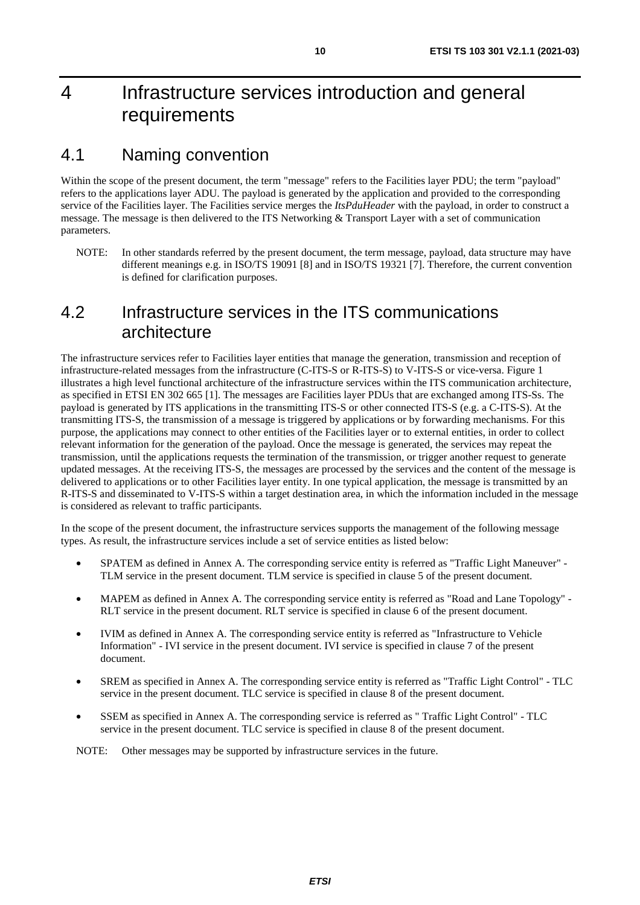# 4 Infrastructure services introduction and general requirements

## 4.1 Naming convention

Within the scope of the present document, the term "message" refers to the Facilities layer PDU; the term "payload" refers to the applications layer ADU. The payload is generated by the application and provided to the corresponding service of the Facilities layer. The Facilities service merges the *ItsPduHeader* with the payload, in order to construct a message. The message is then delivered to the ITS Networking & Transport Layer with a set of communication parameters.

NOTE: In other standards referred by the present document, the term message, payload, data structure may have different meanings e.g. in ISO/TS 19091 [8] and in ISO/TS 19321 [7]. Therefore, the current convention is defined for clarification purposes.

## 4.2 Infrastructure services in the ITS communications architecture

The infrastructure services refer to Facilities layer entities that manage the generation, transmission and reception of infrastructure-related messages from the infrastructure (C-ITS-S or R-ITS-S) to V-ITS-S or vice-versa. Figure 1 illustrates a high level functional architecture of the infrastructure services within the ITS communication architecture, as specified in ETSI EN 302 665 [1]. The messages are Facilities layer PDUs that are exchanged among ITS-Ss. The payload is generated by ITS applications in the transmitting ITS-S or other connected ITS-S (e.g. a C-ITS-S). At the transmitting ITS-S, the transmission of a message is triggered by applications or by forwarding mechanisms. For this purpose, the applications may connect to other entities of the Facilities layer or to external entities, in order to collect relevant information for the generation of the payload. Once the message is generated, the services may repeat the transmission, until the applications requests the termination of the transmission, or trigger another request to generate updated messages. At the receiving ITS-S, the messages are processed by the services and the content of the message is delivered to applications or to other Facilities layer entity. In one typical application, the message is transmitted by an R-ITS-S and disseminated to V-ITS-S within a target destination area, in which the information included in the message is considered as relevant to traffic participants.

In the scope of the present document, the infrastructure services supports the management of the following message types. As result, the infrastructure services include a set of service entities as listed below:

- SPATEM as defined in Annex A. The corresponding service entity is referred as "Traffic Light Maneuver" - TLM service in the present document. TLM service is specified in clause 5 of the present document.
- MAPEM as defined in Annex A. The corresponding service entity is referred as "Road and Lane Topology" - RLT service in the present document. RLT service is specified in clause 6 of the present document.
- IVIM as defined in Annex A. The corresponding service entity is referred as "Infrastructure to Vehicle Information" - IVI service in the present document. IVI service is specified in clause 7 of the present document.
- SREM as specified in Annex A. The corresponding service entity is referred as "Traffic Light Control" - TLC service in the present document. TLC service is specified in clause 8 of the present document.
- SSEM as specified in Annex A. The corresponding service is referred as " Traffic Light Control" - TLC service in the present document. TLC service is specified in clause 8 of the present document.

NOTE: Other messages may be supported by infrastructure services in the future.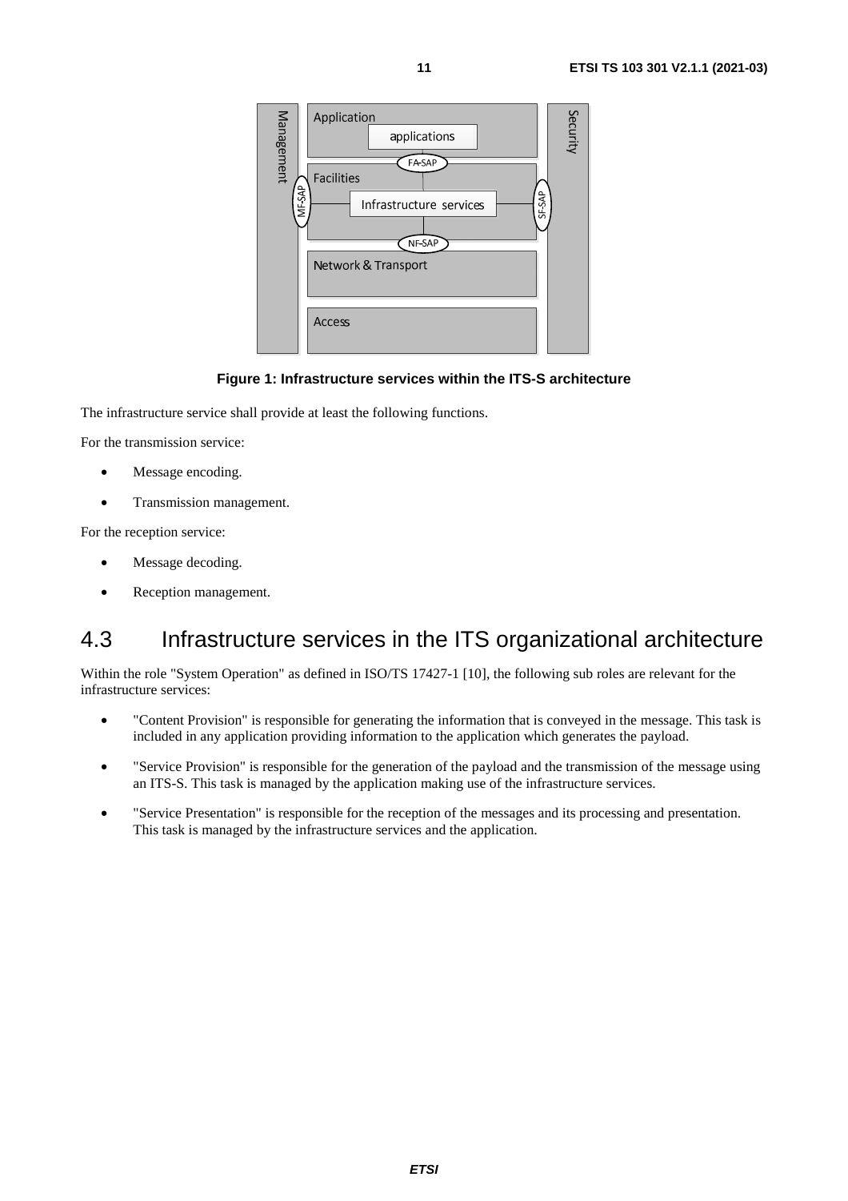**Figure 1: Infrastructure services within the ITS-S architecture**

The infrastructure service shall provide at least the following functions.

For the transmission service:

- Message encoding.
- Transmission management.

For the reception service:

- Message decoding.
- Reception management.

## 4.3 Infrastructure services in the ITS organizational architecture

Within the role "System Operation" as defined in ISO/TS 17427-1 [10], the following sub roles are relevant for the infrastructure services:

- "Content Provision" is responsible for generating the information that is conveyed in the message. This task is included in any application providing information to the application which generates the payload.
- "Service Provision" is responsible for the generation of the payload and the transmission of the message using an ITS-S. This task is managed by the application making use of the infrastructure services.
- "Service Presentation" is responsible for the reception of the messages and its processing and presentation. This task is managed by the infrastructure services and the application.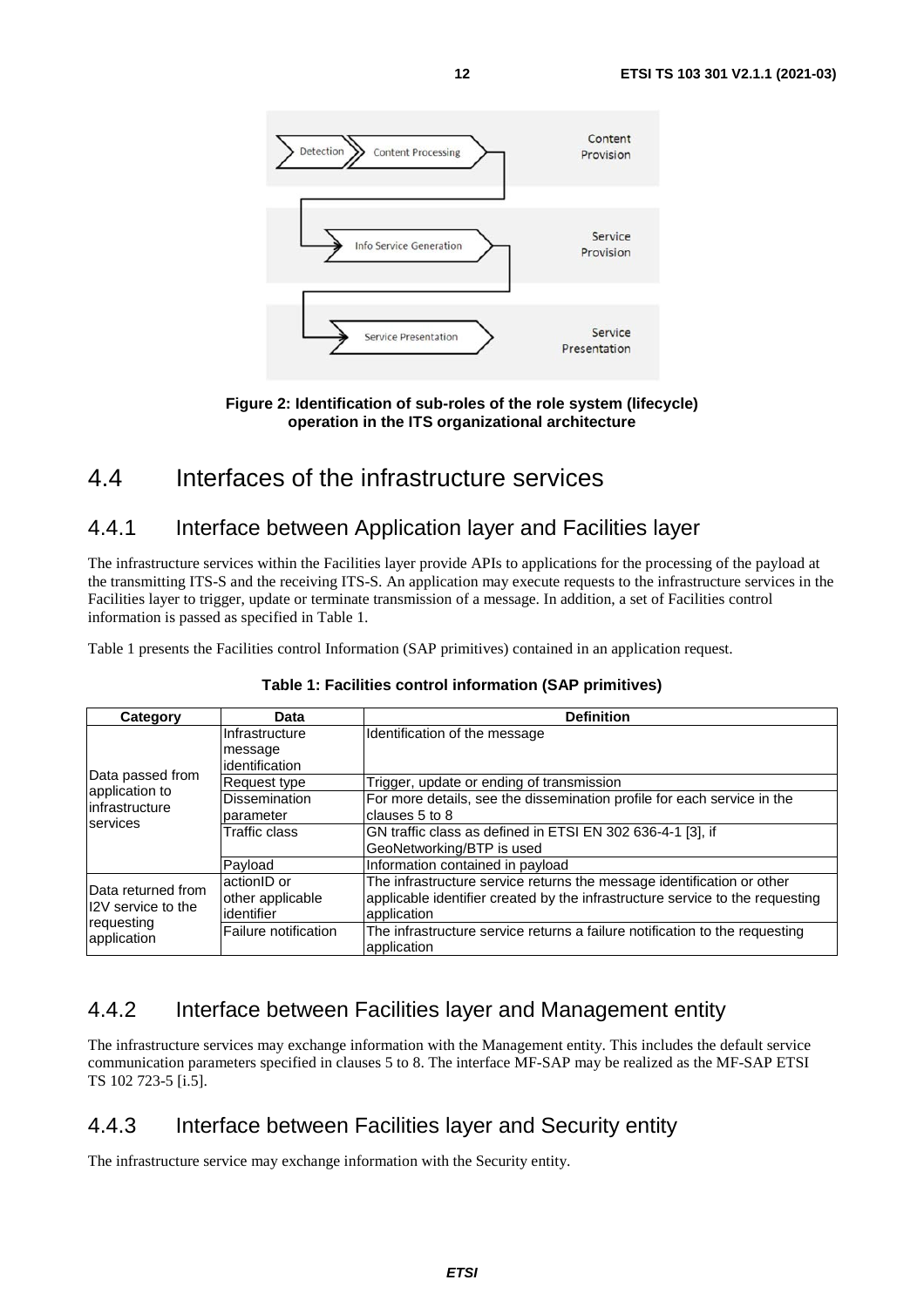Figure 2: Identification of sub-roles of the role system (lifecycle) operation in the ITS organizational architecture

## 4.4 Interfaces of the infrastructure services

### 4.4.1 Interface between Application layer and Facilities layer

The infrastructure services within the Facilities layer provide APIs to applications for the processing of the payload at the transmitting ITS-S and the receiving ITS-S. An application may execute requests to the infrastructure services in the Facilities layer to trigger, update or terminate transmission of a message. In addition, a set of Facilities control information is passed as specified in Table 1.

Table 1 presents the Facilities control Information (SAP primitives) contained in an application request.

**Table 1: Facilities control information (SAP primitives)**

| Category | Data | Definition |
|---|---|---|
| Data passed from application to infrastructure services | Infrastructure message identification | Identification of the message |
| | Request type | Trigger, update or ending of transmission |
| | Dissemination parameter | For more details, see the dissemination profile for each service in the clauses 5 to 8 |
| | Traffic class | GN traffic class as defined in ETSI EN 302 636-4-1 [3], if GeoNetworking/BTP is used |
| | Payload | Information contained in payload |
| Data returned from I2V service to the requesting application | actionID or other applicable identifier | The infrastructure service returns the message identification or other applicable identifier created by the infrastructure service to the requesting application |
| | Failure notification | The infrastructure service returns a failure notification to the requesting application |

### 4.4.2 Interface between Facilities layer and Management entity

The infrastructure services may exchange information with the Management entity. This includes the default service communication parameters specified in clauses 5 to 8. The interface MF-SAP may be realized as the MF-SAP ETSI TS 102 723-5 [i.5].

### 4.4.3 Interface between Facilities layer and Security entity

The infrastructure service may exchange information with the Security entity.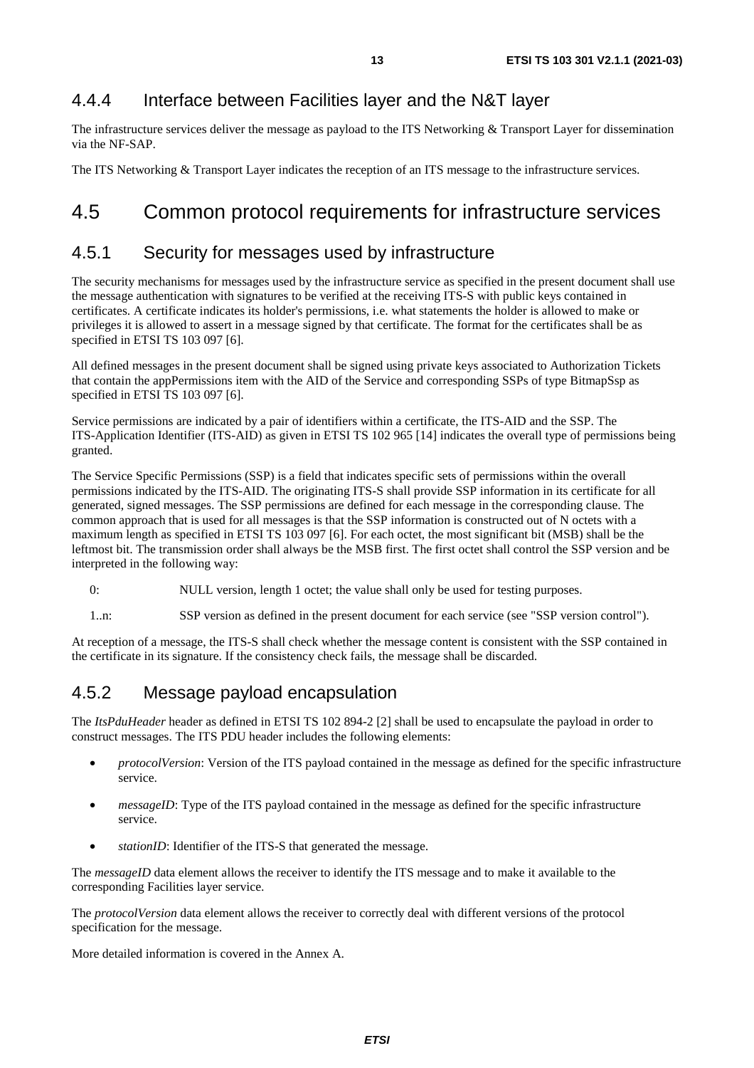### 4.4.4 Interface between Facilities layer and the N&T layer

The infrastructure services deliver the message as payload to the ITS Networking & Transport Layer for dissemination via the NF-SAP.

The ITS Networking & Transport Layer indicates the reception of an ITS message to the infrastructure services.

## 4.5 Common protocol requirements for infrastructure services

### 4.5.1 Security for messages used by infrastructure

The security mechanisms for messages used by the infrastructure service as specified in the present document shall use the message authentication with signatures to be verified at the receiving ITS-S with public keys contained in certificates. A certificate indicates its holder's permissions, i.e. what statements the holder is allowed to make or privileges it is allowed to assert in a message signed by that certificate. The format for the certificates shall be as specified in ETSI TS 103 097 [6].

All defined messages in the present document shall be signed using private keys associated to Authorization Tickets that contain the appPermissions item with the AID of the Service and corresponding SSPs of type BitmapSsp as specified in ETSI TS 103 097 [6].

Service permissions are indicated by a pair of identifiers within a certificate, the ITS-AID and the SSP. The ITS-Application Identifier (ITS-AID) as given in ETSI TS 102 965 [14] indicates the overall type of permissions being granted.

The Service Specific Permissions (SSP) is a field that indicates specific sets of permissions within the overall permissions indicated by the ITS-AID. The originating ITS-S shall provide SSP information in its certificate for all generated, signed messages. The SSP permissions are defined for each message in the corresponding clause. The common approach that is used for all messages is that the SSP information is constructed out of N octets with a maximum length as specified in ETSI TS 103 097 [6]. For each octet, the most significant bit (MSB) shall be the leftmost bit. The transmission order shall always be the MSB first. The first octet shall control the SSP version and be interpreted in the following way:

0: NULL version, length 1 octet; the value shall only be used for testing purposes.

1..n: SSP version as defined in the present document for each service (see "SSP version control").

At reception of a message, the ITS-S shall check whether the message content is consistent with the SSP contained in the certificate in its signature. If the consistency check fails, the message shall be discarded.

### 4.5.2 Message payload encapsulation

The *ItsPduHeader* header as defined in ETSI TS 102 894-2 [2] shall be used to encapsulate the payload in order to construct messages. The ITS PDU header includes the following elements:

- *protocolVersion*: Version of the ITS payload contained in the message as defined for the specific infrastructure service.
- *messageID*: Type of the ITS payload contained in the message as defined for the specific infrastructure service.
- *stationID*: Identifier of the ITS-S that generated the message.

The *messageID* data element allows the receiver to identify the ITS message and to make it available to the corresponding Facilities layer service.

The *protocolVersion* data element allows the receiver to correctly deal with different versions of the protocol specification for the message.

More detailed information is covered in the Annex A.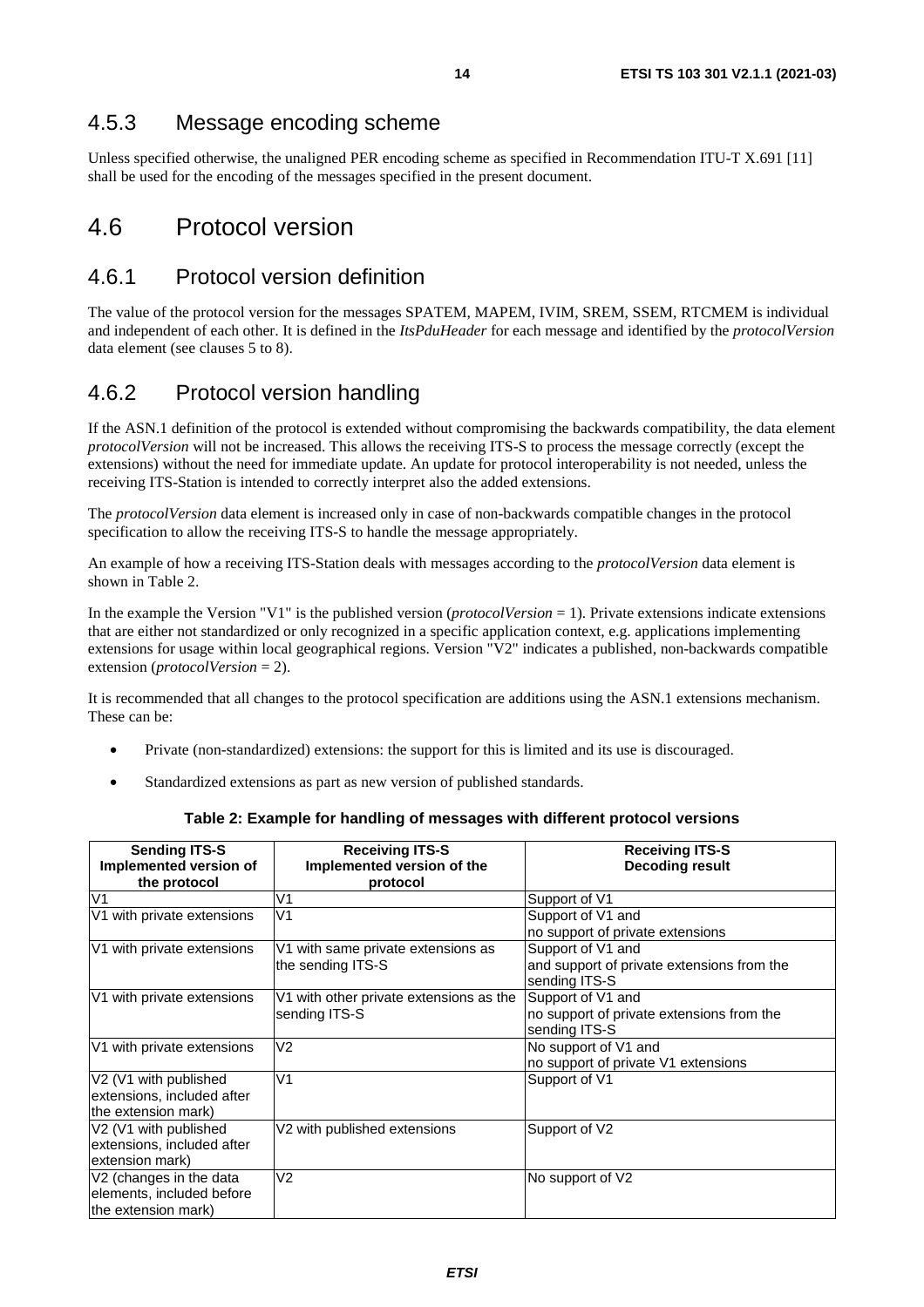### 4.5.3 Message encoding scheme

Unless specified otherwise, the unaligned PER encoding scheme as specified in Recommendation ITU-T X.691 [11] shall be used for the encoding of the messages specified in the present document.

## 4.6 Protocol version

### 4.6.1 Protocol version definition

The value of the protocol version for the messages SPATEM, MAPEM, IVIM, SREM, SSEM, RTCMEM is individual and independent of each other. It is defined in the *ItsPduHeader* for each message and identified by the *protocolVersion* data element (see clauses 5 to 8).

### 4.6.2 Protocol version handling

If the ASN.1 definition of the protocol is extended without compromising the backwards compatibility, the data element *protocolVersion* will not be increased. This allows the receiving ITS-S to process the message correctly (except the extensions) without the need for immediate update. An update for protocol interoperability is not needed, unless the receiving ITS-Station is intended to correctly interpret also the added extensions.

The *protocolVersion* data element is increased only in case of non-backwards compatible changes in the protocol specification to allow the receiving ITS-S to handle the message appropriately.

An example of how a receiving ITS-Station deals with messages according to the *protocolVersion* data element is shown in Table 2.

In the example the Version "V1" is the published version (*protocolVersion* = 1). Private extensions indicate extensions that are either not standardized or only recognized in a specific application context, e.g. applications implementing extensions for usage within local geographical regions. Version "V2" indicates a published, non-backwards compatible extension (*protocolVersion* = 2).

It is recommended that all changes to the protocol specification are additions using the ASN.1 extensions mechanism. These can be:

- Private (non-standardized) extensions: the support for this is limited and its use is discouraged.
- Standardized extensions as part as new version of published standards.

**Table 2: Example for handling of messages with different protocol versions**

| Sending ITS-S Implemented version of the protocol | Receiving ITS-S Implemented version of the protocol | Receiving ITS-S Decoding result |
|---|---|---|
| V1 | V1 | Support of V1 |
| V1 with private extensions | V1 | Support of V1 and no support of private extensions |
| V1 with private extensions | V1 with same private extensions as the sending ITS-S | Support of V1 and and support of private extensions from the sending ITS-S |
| V1 with private extensions | V1 with other private extensions as the sending ITS-S | Support of V1 and no support of private extensions from the sending ITS-S |
| V1 with private extensions | V2 | No support of V1 and no support of private V1 extensions |
| V2 (V1 with published extensions, included after the extension mark) | V1 | Support of V1 |
| V2 (V1 with published extensions, included after extension mark) | V2 with published extensions | Support of V2 |
| V2 (changes in the data elements, included before the extension mark) | V2 | No support of V2 |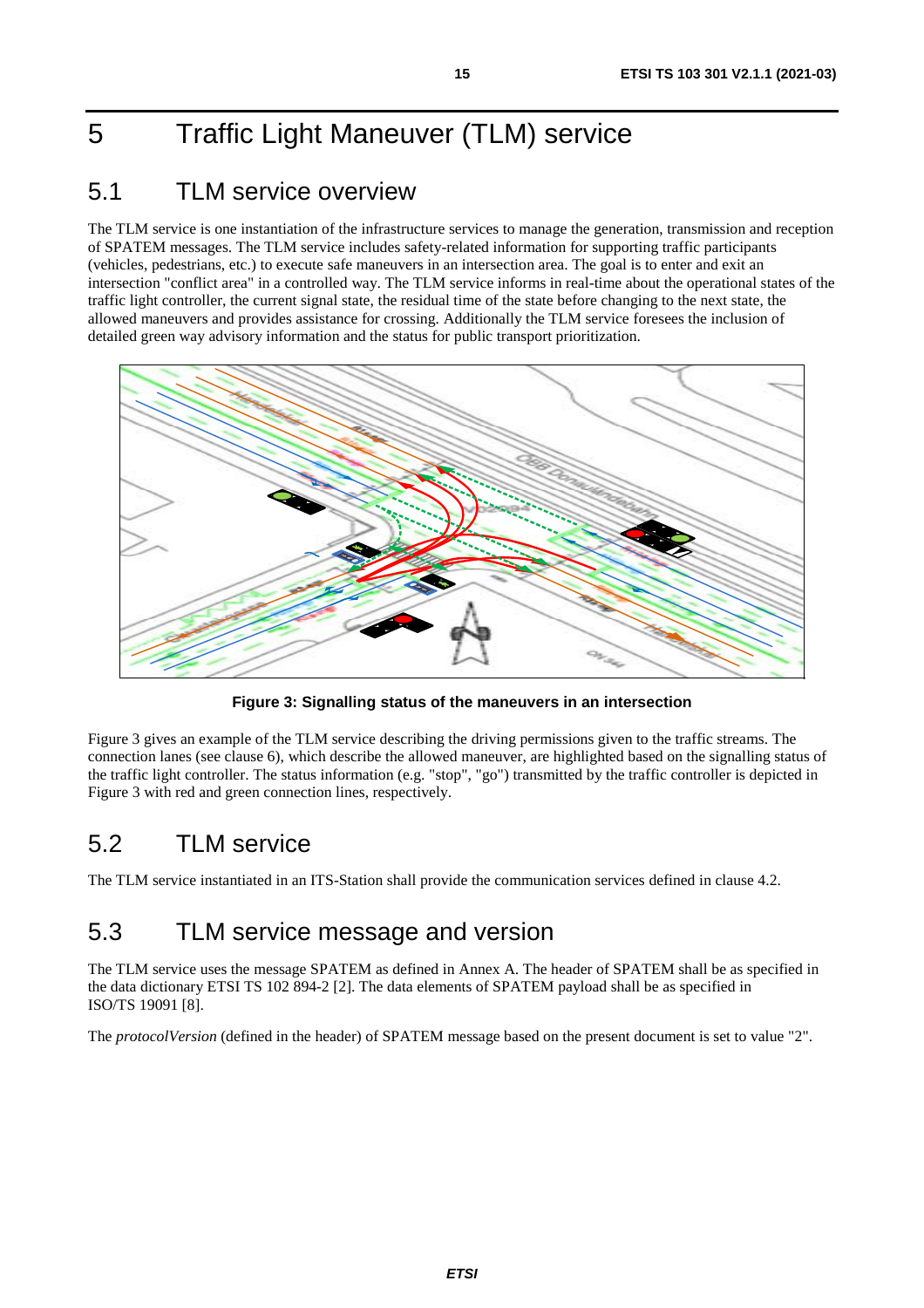# 5 Traffic Light Maneuver (TLM) service

## 5.1 TLM service overview

The TLM service is one instantiation of the infrastructure services to manage the generation, transmission and reception of SPATEM messages. The TLM service includes safety-related information for supporting traffic participants (vehicles, pedestrians, etc.) to execute safe maneuvers in an intersection area. The goal is to enter and exit an intersection "conflict area" in a controlled way. The TLM service informs in real-time about the operational states of the traffic light controller, the current signal state, the residual time of the state before changing to the next state, the allowed maneuvers and provides assistance for crossing. Additionally the TLM service foresees the inclusion of detailed green way advisory information and the status for public transport prioritization.

**Figure 3: Signalling status of the maneuvers in an intersection**

Figure 3 gives an example of the TLM service describing the driving permissions given to the traffic streams. The connection lanes (see clause 6), which describe the allowed maneuver, are highlighted based on the signalling status of the traffic light controller. The status information (e.g. "stop", "go") transmitted by the traffic controller is depicted in Figure 3 with red and green connection lines, respectively.

## 5.2 TLM service

The TLM service instantiated in an ITS-Station shall provide the communication services defined in clause 4.2.

## 5.3 TLM service message and version

The TLM service uses the message SPATEM as defined in Annex A. The header of SPATEM shall be as specified in the data dictionary ETSI TS 102 894-2 [2]. The data elements of SPATEM payload shall be as specified in ISO/TS 19091 [8].

The *protocolVersion* (defined in the header) of SPATEM message based on the present document is set to value "2".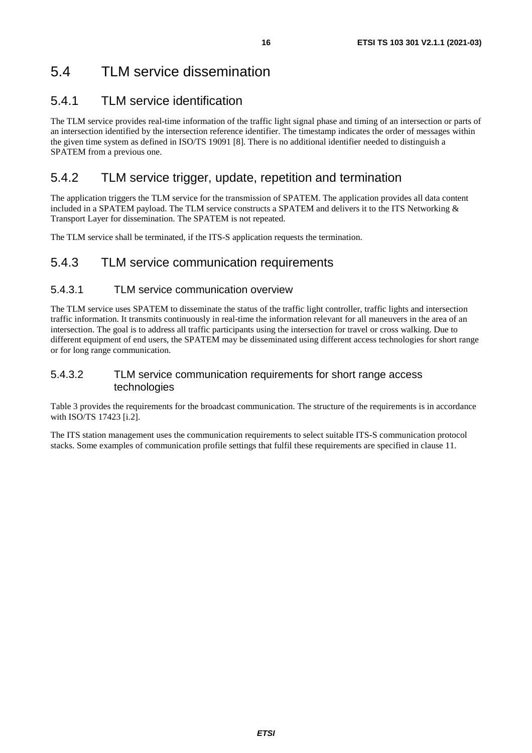## 5.4 TLM service dissemination

### 5.4.1 TLM service identification

The TLM service provides real-time information of the traffic light signal phase and timing of an intersection or parts of an intersection identified by the intersection reference identifier. The timestamp indicates the order of messages within the given time system as defined in ISO/TS 19091 [8]. There is no additional identifier needed to distinguish a SPATEM from a previous one.

### 5.4.2 TLM service trigger, update, repetition and termination

The application triggers the TLM service for the transmission of SPATEM. The application provides all data content included in a SPATEM payload. The TLM service constructs a SPATEM and delivers it to the ITS Networking & Transport Layer for dissemination. The SPATEM is not repeated.

The TLM service shall be terminated, if the ITS-S application requests the termination.

### 5.4.3 TLM service communication requirements

#### 5.4.3.1 TLM service communication overview

The TLM service uses SPATEM to disseminate the status of the traffic light controller, traffic lights and intersection traffic information. It transmits continuously in real-time the information relevant for all maneuvers in the area of an intersection. The goal is to address all traffic participants using the intersection for travel or cross walking. Due to different equipment of end users, the SPATEM may be disseminated using different access technologies for short range or for long range communication.

#### 5.4.3.2 TLM service communication requirements for short range access technologies

Table 3 provides the requirements for the broadcast communication. The structure of the requirements is in accordance with ISO/TS 17423 [i.2].

The ITS station management uses the communication requirements to select suitable ITS-S communication protocol stacks. Some examples of communication profile settings that fulfil these requirements are specified in clause 11.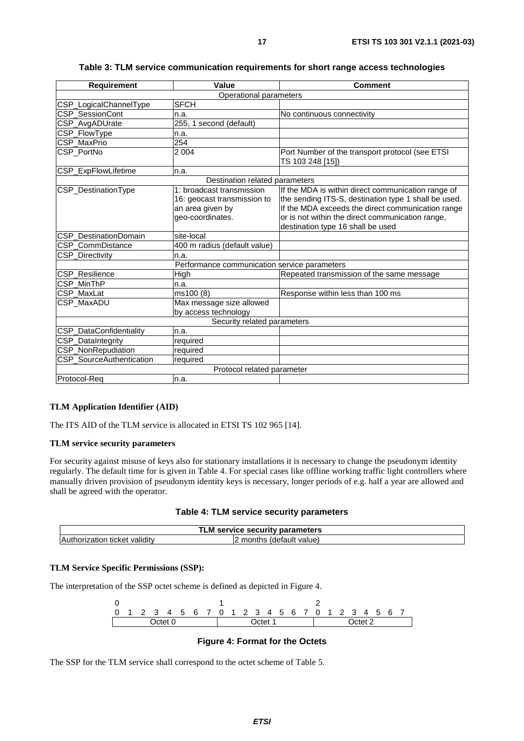**Table 3: TLM service communication requirements for short range access technologies**

| Requirement | Value | Comment |
|---|---|---|
| Operational parameters | | |
| CSP_LogicalChannelType | SFCH | |
| CSP_SessionCont | n.a. | No continuous connectivity |
| CSP_AvgADUrate | 255, 1 second (default) | |
| CSP_FlowType | n.a. | |
| CSP_MaxPrio | 254 | |
| CSP_PortNo | 2 004 | Port Number of the transport protocol (see ETSI TS 103 248 [15]) |
| CSP_ExpFlowLifetime | n.a. | |
| Destination related parameters | | |
| CSP_DestinationType | 1: broadcast transmission<br>16: geocast transmission to an area given by geo-coordinates. | If the MDA is within direct communication range of the sending ITS-S, destination type 1 shall be used. If the MDA exceeds the direct communication range or is not within the direct communication range, destination type 16 shall be used |
| CSP_DestinationDomain | site-local | |
| CSP_CommDistance | 400 m radius (default value) | |
| CSP_Directivity | n.a. | |
| Performance communication service parameters | | |
| CSP_Resilience | High | Repeated transmission of the same message |
| CSP_MinThP | n.a. | |
| CSP_MaxLat | ms100 (8) | Response within less than 100 ms |
| CSP_MaxADU | Max message size allowed by access technology | |
| Security related parameters | | |
| CSP_DataConfidentiality | n.a. | |
| CSP_DataIntegrity | required | |
| CSP_NonRepudiation | required | |
| CSP_SourceAuthentication | required | |
| Protocol related parameter | | |
| Protocol-Req | n.a. | |

**TLM Application Identifier (AID)**

The ITS AID of the TLM service is allocated in ETSI TS 102 965 [14].

**TLM service security parameters**

For security against misuse of keys also for stationary installations it is necessary to change the pseudonym identity regularly. The default time for is given in Table 4. For special cases like offline working traffic light controllers where manually driven provision of pseudonym identity keys is necessary, longer periods of e.g. half a year are allowed and shall be agreed with the operator.

**Table 4: TLM service security parameters**

| TLM service security parameters | |
|---|---|
| Authorization ticket validity | 2 months (default value) |

**TLM Service Specific Permissions (SSP):**

The interpretation of the SSP octet scheme is defined as depicted in Figure 4.

| 0 | | | | | | | | 1 | | | | | | | | 2 | | | | | | | |
|---|---|---|---|---|---|---|---|---|---|---|---|---|---|---|---|---|---|---|---|---|---|---|---|
| 0 | 1 | 2 | 3 | 4 | 5 | 6 | 7 | 0 | 1 | 2 | 3 | 4 | 5 | 6 | 7 | 0 | 1 | 2 | 3 | 4 | 5 | 6 | 7 |
| Octet 0 | | | | | | | | Octet 1 | | | | | | | | Octet 2 | | | | | | | |

**Figure 4: Format for the Octets**

The SSP for the TLM service shall correspond to the octet scheme of Table 5.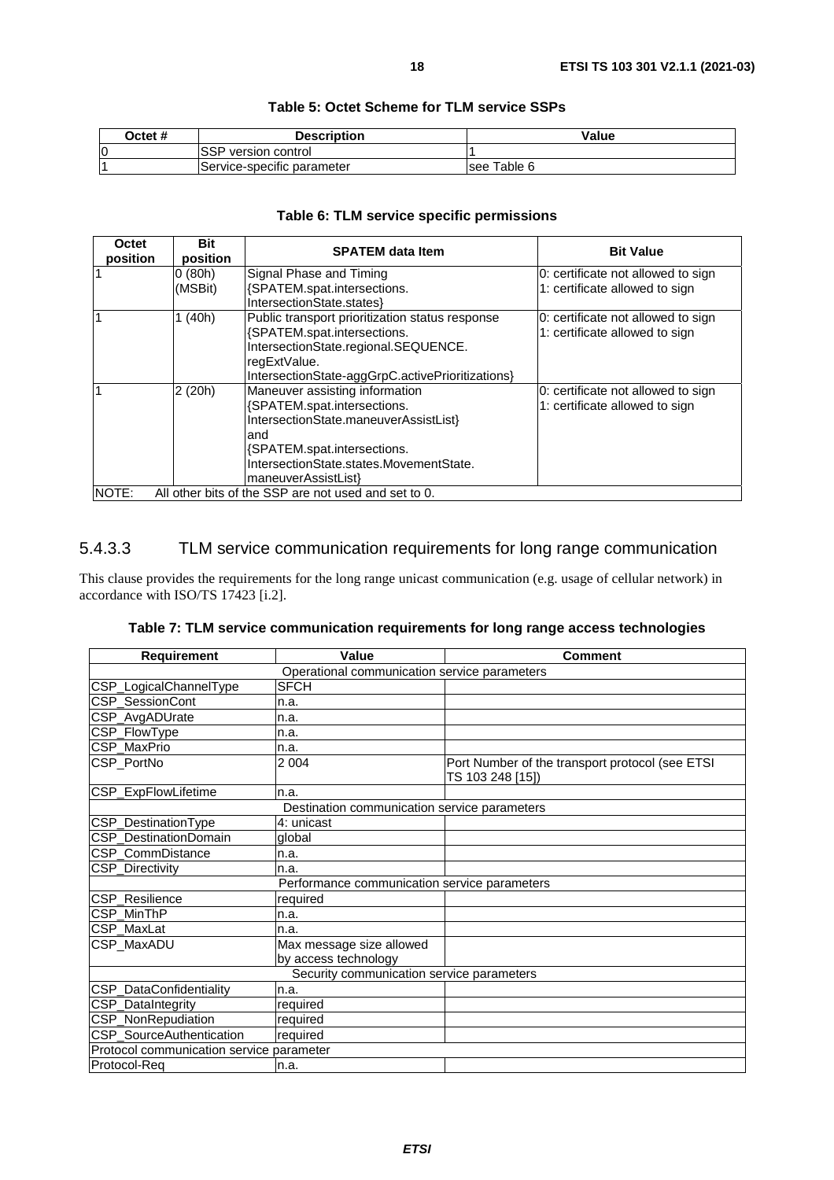**Table 5: Octet Scheme for TLM service SSPs**

| Octet # | Description | Value |
|---|---|---|
| 0 | SSP version control | 1 |
| 1 | Service-specific parameter | see Table 6 |

**Table 6: TLM service specific permissions**

| Octet position | Bit position | SPATEM data Item | Bit Value |
|---|---|---|---|
| 1 | 0 (80h) (MSBit) | Signal Phase and Timing {SPATEM.spat.intersections. IntersectionState.states} | 0: certificate not allowed to sign<br>1: certificate allowed to sign |
| 1 | 1 (40h) | Public transport prioritization status response {SPATEM.spat.intersections. IntersectionState.regional.SEQUENCE. regExtValue. IntersectionState-aggGrpC.activePrioritizations} | 0: certificate not allowed to sign<br>1: certificate allowed to sign |
| 1 | 2 (20h) | Maneuver assisting information {SPATEM.spat.intersections. IntersectionState.maneuverAssistList} and {SPATEM.spat.intersections. IntersectionState.states.MovementState. maneuverAssistList} | 0: certificate not allowed to sign<br>1: certificate allowed to sign |
| NOTE: All other bits of the SSP are not used and set to 0. | | | |

### 5.4.3.3 TLM service communication requirements for long range communication

This clause provides the requirements for the long range unicast communication (e.g. usage of cellular network) in accordance with ISO/TS 17423 [i.2].

**Table 7: TLM service communication requirements for long range access technologies**

| Requirement | Value | Comment |
|---|---|---|
| Operational communication service parameters | | |
| CSP_LogicalChannelType | SFCH | |
| CSP_SessionCont | n.a. | |
| CSP_AvgADUrate | n.a. | |
| CSP_FlowType | n.a. | |
| CSP_MaxPrio | n.a. | |
| CSP_PortNo | 2 004 | Port Number of the transport protocol (see ETSI TS 103 248 [15]) |
| CSP_ExpFlowLifetime | n.a. | |
| Destination communication service parameters | | |
| CSP_DestinationType | 4: unicast | |
| CSP_DestinationDomain | global | |
| CSP_CommDistance | n.a. | |
| CSP_Directivity | n.a. | |
| Performance communication service parameters | | |
| CSP_Resilience | required | |
| CSP_MinThP | n.a. | |
| CSP_MaxLat | n.a. | |
| CSP_MaxADU | Max message size allowed by access technology | |
| Security communication service parameters | | |
| CSP_DataConfidentiality | n.a. | |
| CSP_DataIntegrity | required | |
| CSP_NonRepudiation | required | |
| CSP_SourceAuthentication | required | |
| Protocol communication service parameter | | |
| Protocol-Req | n.a. | |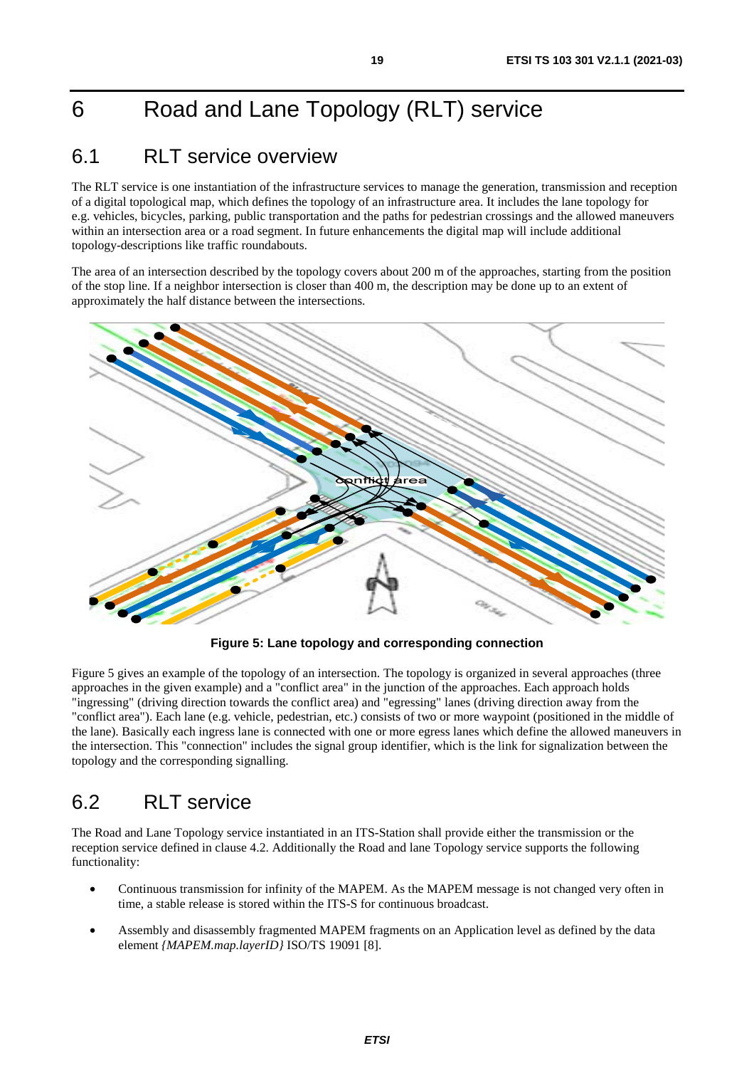# 6 Road and Lane Topology (RLT) service

## 6.1 RLT service overview

The RLT service is one instantiation of the infrastructure services to manage the generation, transmission and reception of a digital topological map, which defines the topology of an infrastructure area. It includes the lane topology for e.g. vehicles, bicycles, parking, public transportation and the paths for pedestrian crossings and the allowed maneuvers within an intersection area or a road segment. In future enhancements the digital map will include additional topology-descriptions like traffic roundabouts.

The area of an intersection described by the topology covers about 200 m of the approaches, starting from the position of the stop line. If a neighbor intersection is closer than 400 m, the description may be done up to an extent of approximately the half distance between the intersections.

**Figure 5: Lane topology and corresponding connection**

Figure 5 gives an example of the topology of an intersection. The topology is organized in several approaches (three approaches in the given example) and a "conflict area" in the junction of the approaches. Each approach holds "ingressing" (driving direction towards the conflict area) and "egressing" lanes (driving direction away from the "conflict area"). Each lane (e.g. vehicle, pedestrian, etc.) consists of two or more waypoint (positioned in the middle of the lane). Basically each ingress lane is connected with one or more egress lanes which define the allowed maneuvers in the intersection. This "connection" includes the signal group identifier, which is the link for signalization between the topology and the corresponding signalling.

## 6.2 RLT service

The Road and Lane Topology service instantiated in an ITS-Station shall provide either the transmission or the reception service defined in clause 4.2. Additionally the Road and lane Topology service supports the following functionality:

- Continuous transmission for infinity of the MAPEM. As the MAPEM message is not changed very often in time, a stable release is stored within the ITS-S for continuous broadcast.
- Assembly and disassembly fragmented MAPEM fragments on an Application level as defined by the data element *{MAPEM.map.layerID}* ISO/TS 19091 [8].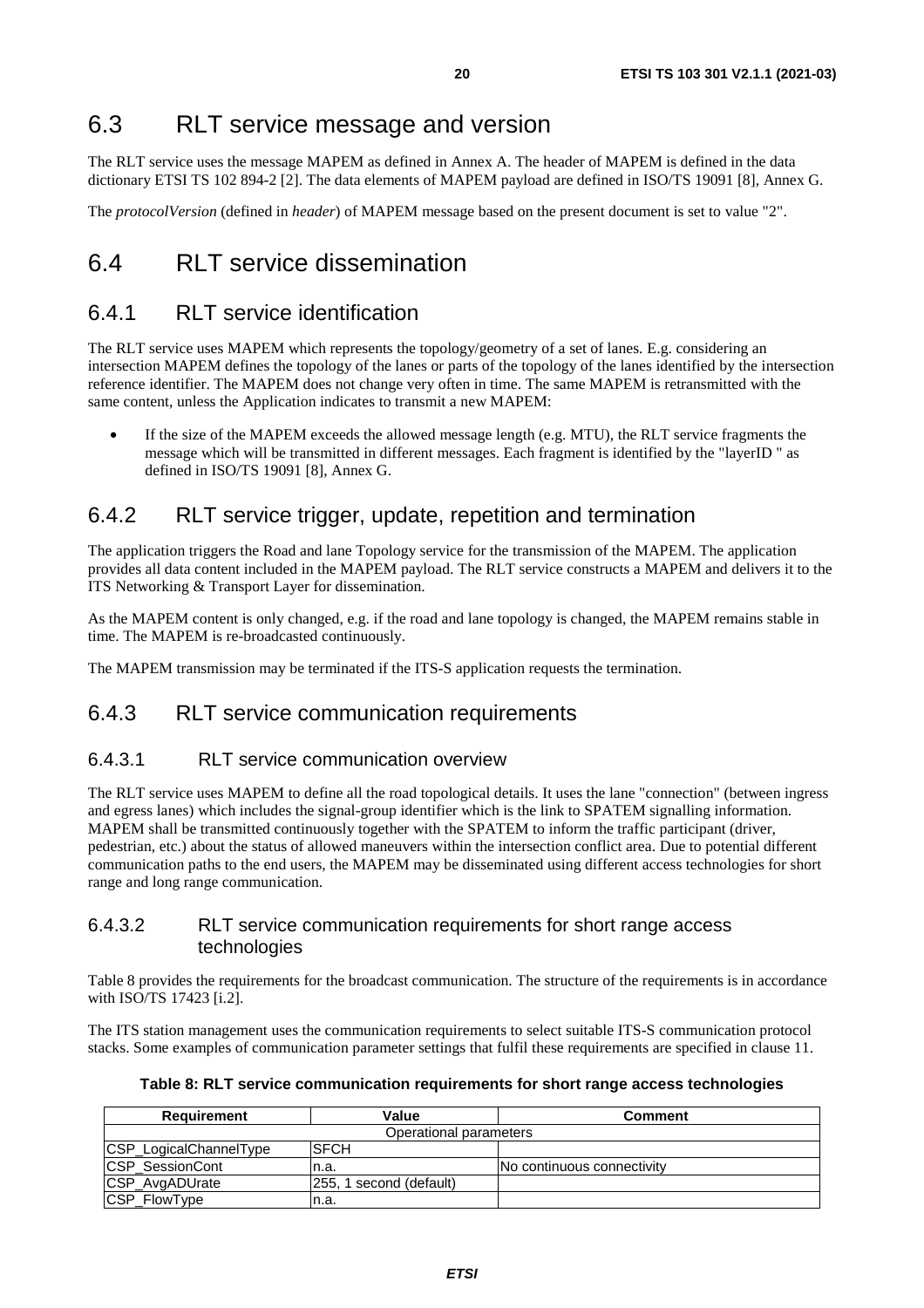# 6.3 RLT service message and version

The RLT service uses the message MAPEM as defined in Annex A. The header of MAPEM is defined in the data dictionary ETSI TS 102 894-2 [2]. The data elements of MAPEM payload are defined in ISO/TS 19091 [8], Annex G.

The *protocolVersion* (defined in *header*) of MAPEM message based on the present document is set to value "2".

# 6.4 RLT service dissemination

## 6.4.1 RLT service identification

The RLT service uses MAPEM which represents the topology/geometry of a set of lanes. E.g. considering an intersection MAPEM defines the topology of the lanes or parts of the topology of the lanes identified by the intersection reference identifier. The MAPEM does not change very often in time. The same MAPEM is retransmitted with the same content, unless the Application indicates to transmit a new MAPEM:

- If the size of the MAPEM exceeds the allowed message length (e.g. MTU), the RLT service fragments the message which will be transmitted in different messages. Each fragment is identified by the "layerID " as defined in ISO/TS 19091 [8], Annex G.

## 6.4.2 RLT service trigger, update, repetition and termination

The application triggers the Road and lane Topology service for the transmission of the MAPEM. The application provides all data content included in the MAPEM payload. The RLT service constructs a MAPEM and delivers it to the ITS Networking & Transport Layer for dissemination.

As the MAPEM content is only changed, e.g. if the road and lane topology is changed, the MAPEM remains stable in time. The MAPEM is re-broadcasted continuously.

The MAPEM transmission may be terminated if the ITS-S application requests the termination.

## 6.4.3 RLT service communication requirements

### 6.4.3.1 RLT service communication overview

The RLT service uses MAPEM to define all the road topological details. It uses the lane "connection" (between ingress and egress lanes) which includes the signal-group identifier which is the link to SPATEM signalling information. MAPEM shall be transmitted continuously together with the SPATEM to inform the traffic participant (driver, pedestrian, etc.) about the status of allowed maneuvers within the intersection conflict area. Due to potential different communication paths to the end users, the MAPEM may be disseminated using different access technologies for short range and long range communication.

### 6.4.3.2 RLT service communication requirements for short range access technologies

Table 8 provides the requirements for the broadcast communication. The structure of the requirements is in accordance with ISO/TS 17423 [i.2].

The ITS station management uses the communication requirements to select suitable ITS-S communication protocol stacks. Some examples of communication parameter settings that fulfil these requirements are specified in clause 11.

**Table 8: RLT service communication requirements for short range access technologies**

| Requirement | Value | Comment |
|---|---|---|
| Operational parameters | | |
| CSP_LogicalChannelType | SFCH | |
| CSP_SessionCont | n.a. | No continuous connectivity |
| CSP_AvgADUrate | 255, 1 second (default) | |
| CSP_FlowType | n.a. | |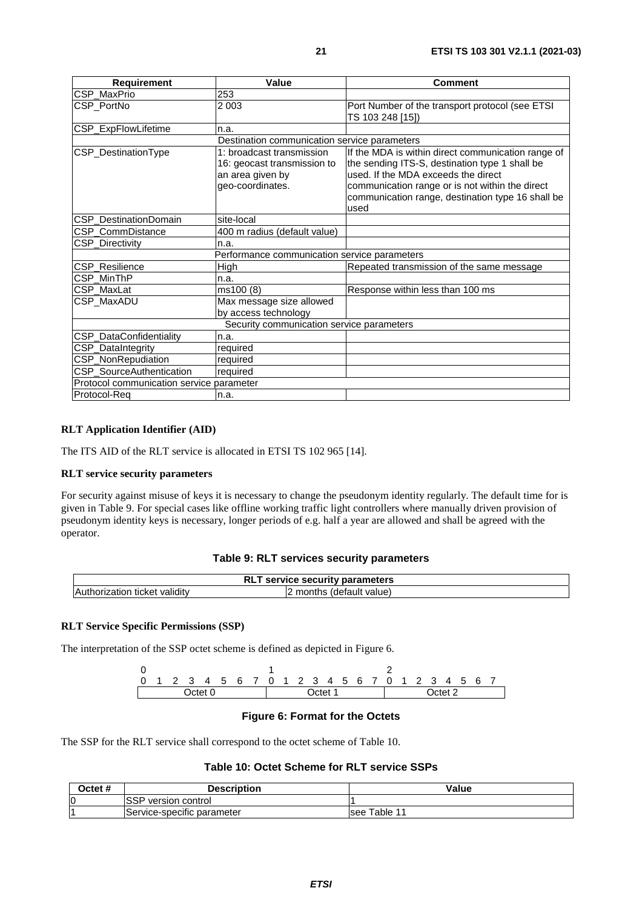| Requirement | Value | Comment |
|---|---|---|
| CSP_MaxPrio | 253 | |
| CSP_PortNo | 2 003 | Port Number of the transport protocol (see ETSI TS 103 248 [15]) |
| CSP_ExpFlowLifetime | n.a. | |
| Destination communication service parameters | | |
| CSP_DestinationType | 1: broadcast transmission<br>16: geocast transmission to an area given by geo-coordinates. | If the MDA is within direct communication range of the sending ITS-S, destination type 1 shall be used. If the MDA exceeds the direct communication range or is not within the direct communication range, destination type 16 shall be used |
| CSP_DestinationDomain | site-local | |
| CSP_CommDistance | 400 m radius (default value) | |
| CSP_Directivity | n.a. | |
| Performance communication service parameters | | |
| CSP_Resilience | High | Repeated transmission of the same message |
| CSP_MinThP | n.a. | |
| CSP_MaxLat | ms100 (8) | Response within less than 100 ms |
| CSP_MaxADU | Max message size allowed by access technology | |
| Security communication service parameters | | |
| CSP_DataConfidentiality | n.a. | |
| CSP_DataIntegrity | required | |
| CSP_NonRepudiation | required | |
| CSP_SourceAuthentication | required | |
| Protocol communication service parameter | | |
| Protocol-Req | n.a. | |

**RLT Application Identifier (AID)**

The ITS AID of the RLT service is allocated in ETSI TS 102 965 [14].

**RLT service security parameters**

For security against misuse of keys it is necessary to change the pseudonym identity regularly. The default time for is given in Table 9. For special cases like offline working traffic light controllers where manually driven provision of pseudonym identity keys is necessary, longer periods of e.g. half a year are allowed and shall be agreed with the operator.

**Table 9: RLT services security parameters**

| RLT service security parameters | |
|---|---|
| Authorization ticket validity | 2 months (default value) |

**RLT Service Specific Permissions (SSP)**

The interpretation of the SSP octet scheme is defined as depicted in Figure 6.

| 0 | | | | | | | | 1 | | | | | | | | 2 | | | | | | | |
|---|---|---|---|---|---|---|---|---|---|---|---|---|---|---|---|---|---|---|---|---|---|---|---|
| 0 | 1 | 2 | 3 | 4 | 5 | 6 | 7 | 0 | 1 | 2 | 3 | 4 | 5 | 6 | 7 | 0 | 1 | 2 | 3 | 4 | 5 | 6 | 7 |
| Octet 0 | | | | | | | | Octet 1 | | | | | | | | Octet 2 | | | | | | | |

**Figure 6: Format for the Octets**

The SSP for the RLT service shall correspond to the octet scheme of Table 10.

**Table 10: Octet Scheme for RLT service SSPs**

| Octet # | Description | Value |
|---|---|---|
| 0 | SSP version control | 1 |
| 1 | Service-specific parameter | see Table 11 |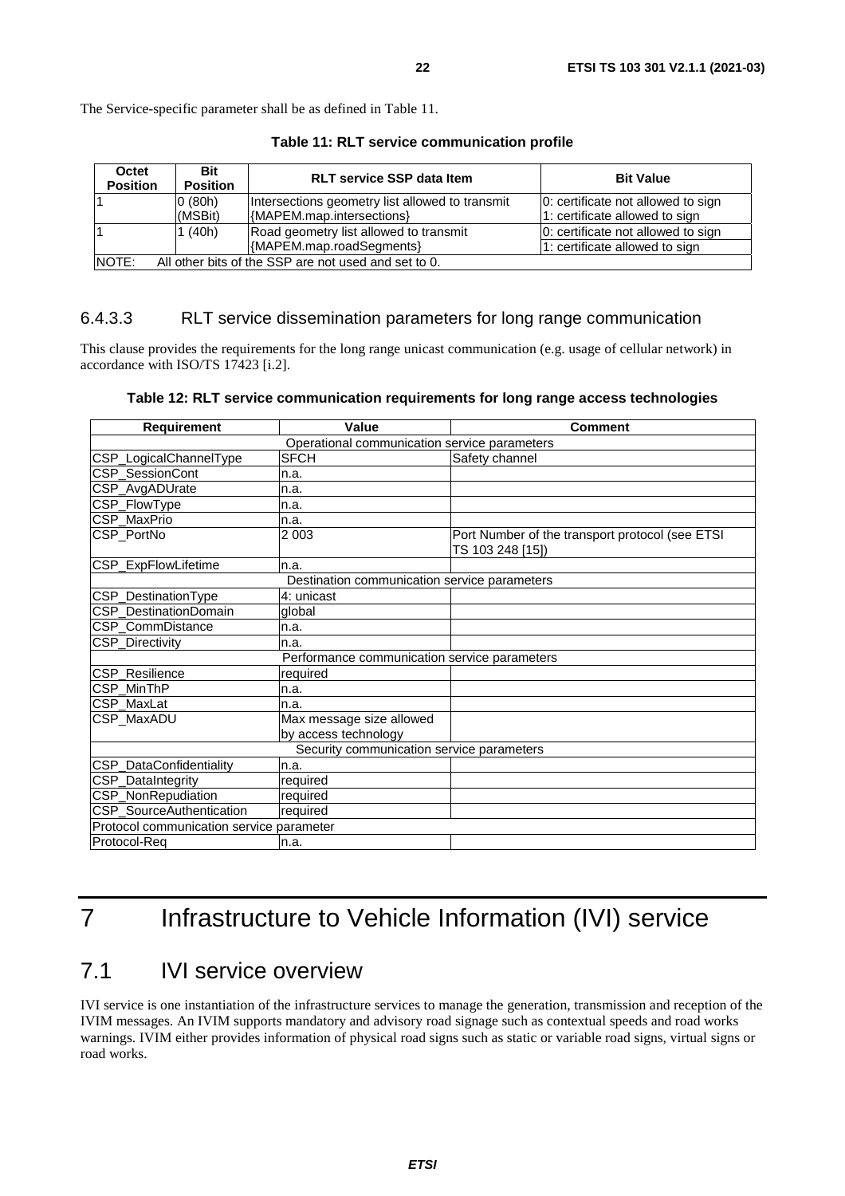The Service-specific parameter shall be as defined in Table 11.

**Table 11: RLT service communication profile**

| Octet Position | Bit Position | RLT service SSP data Item | Bit Value |
|---|---|---|---|
| 1 | 0 (80h) (MSBit) | Intersections geometry list allowed to transmit {MAPEM.map.intersections} | 0: certificate not allowed to sign<br>1: certificate allowed to sign |
| 1 | 1 (40h) | Road geometry list allowed to transmit {MAPEM.map.roadSegments} | 0: certificate not allowed to sign<br>1: certificate allowed to sign |
| NOTE: All other bits of the SSP are not used and set to 0. | | | |

#### 6.4.3.3 RLT service dissemination parameters for long range communication

This clause provides the requirements for the long range unicast communication (e.g. usage of cellular network) in accordance with ISO/TS 17423 [i.2].

**Table 12: RLT service communication requirements for long range access technologies**

| Requirement | Value | Comment |
|---|---|---|
| Operational communication service parameters | | |
| CSP_LogicalChannelType | SFCH | Safety channel |
| CSP_SessionCont | n.a. | |
| CSP_AvgADUrate | n.a. | |
| CSP_FlowType | n.a. | |
| CSP_MaxPrio | n.a. | |
| CSP_PortNo | 2 003 | Port Number of the transport protocol (see ETSI TS 103 248 [15]) |
| CSP_ExpFlowLifetime | n.a. | |
| Destination communication service parameters | | |
| CSP_DestinationType | 4: unicast | |
| CSP_DestinationDomain | global | |
| CSP_CommDistance | n.a. | |
| CSP_Directivity | n.a. | |
| Performance communication service parameters | | |
| CSP_Resilience | required | |
| CSP_MinThP | n.a. | |
| CSP_MaxLat | n.a. | |
| CSP_MaxADU | Max message size allowed by access technology | |
| Security communication service parameters | | |
| CSP_DataConfidentiality | n.a. | |
| CSP_DataIntegrity | required | |
| CSP_NonRepudiation | required | |
| CSP_SourceAuthentication | required | |
| Protocol communication service parameter | | |
| Protocol-Req | n.a. | |

# 7 Infrastructure to Vehicle Information (IVI) service

## 7.1 IVI service overview

IVI service is one instantiation of the infrastructure services to manage the generation, transmission and reception of the IVIM messages. An IVIM supports mandatory and advisory road signage such as contextual speeds and road works warnings. IVIM either provides information of physical road signs such as static or variable road signs, virtual signs or road works.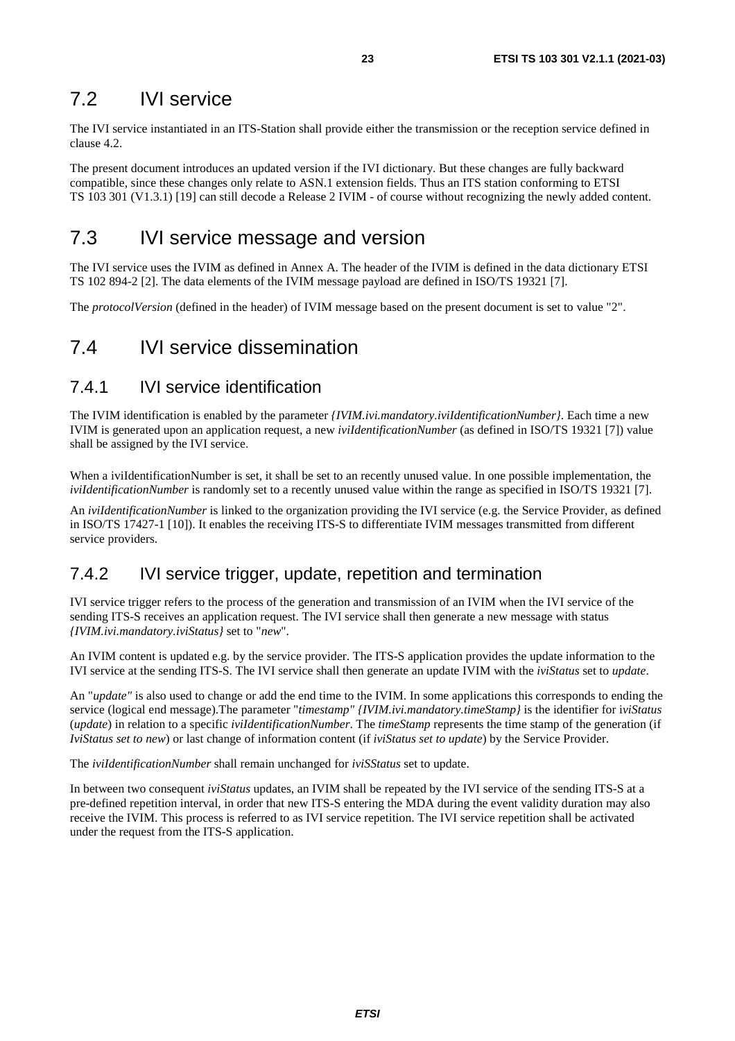## 7.2 IVI service

The IVI service instantiated in an ITS-Station shall provide either the transmission or the reception service defined in clause 4.2.

The present document introduces an updated version if the IVI dictionary. But these changes are fully backward compatible, since these changes only relate to ASN.1 extension fields. Thus an ITS station conforming to ETSI TS 103 301 (V1.3.1) [19] can still decode a Release 2 IVIM - of course without recognizing the newly added content.

## 7.3 IVI service message and version

The IVI service uses the IVIM as defined in Annex A. The header of the IVIM is defined in the data dictionary ETSI TS 102 894-2 [2]. The data elements of the IVIM message payload are defined in ISO/TS 19321 [7].

The *protocolVersion* (defined in the header) of IVIM message based on the present document is set to value "2".

## 7.4 IVI service dissemination

### 7.4.1 IVI service identification

The IVIM identification is enabled by the parameter *{IVIM.ivi.mandatory.iviIdentificationNumber}*. Each time a new IVIM is generated upon an application request, a new *iviIdentificationNumber* (as defined in ISO/TS 19321 [7]) value shall be assigned by the IVI service.

When a iviIdentificationNumber is set, it shall be set to an recently unused value. In one possible implementation, the *iviIdentificationNumber* is randomly set to a recently unused value within the range as specified in ISO/TS 19321 [7].

An *iviIdentificationNumber* is linked to the organization providing the IVI service (e.g. the Service Provider, as defined in ISO/TS 17427-1 [10]). It enables the receiving ITS-S to differentiate IVIM messages transmitted from different service providers.

### 7.4.2 IVI service trigger, update, repetition and termination

IVI service trigger refers to the process of the generation and transmission of an IVIM when the IVI service of the sending ITS-S receives an application request. The IVI service shall then generate a new message with status *{IVIM.ivi.mandatory.iviStatus}* set to "*new*".

An IVIM content is updated e.g. by the service provider. The ITS-S application provides the update information to the IVI service at the sending ITS-S. The IVI service shall then generate an update IVIM with the *iviStatus* set to *update*.

An "*update"* is also used to change or add the end time to the IVIM. In some applications this corresponds to ending the service (logical end message).The parameter "*timestamp" {IVIM.ivi.mandatory.timeStamp}* is the identifier for i*viStatus* (*update*) in relation to a specific *iviIdentificationNumber*. The *timeStamp* represents the time stamp of the generation (if *IviStatus set to new*) or last change of information content (if *iviStatus set to update*) by the Service Provider.

The *iviIdentificationNumber* shall remain unchanged for *iviSStatus* set to update.

In between two consequent *iviStatus* updates, an IVIM shall be repeated by the IVI service of the sending ITS-S at a pre-defined repetition interval, in order that new ITS-S entering the MDA during the event validity duration may also receive the IVIM. This process is referred to as IVI service repetition. The IVI service repetition shall be activated under the request from the ITS-S application.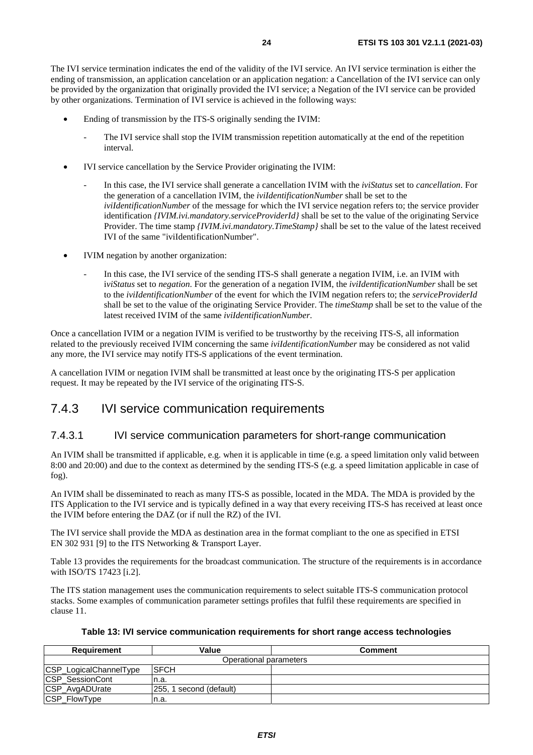The IVI service termination indicates the end of the validity of the IVI service. An IVI service termination is either the ending of transmission, an application cancelation or an application negation: a Cancellation of the IVI service can only be provided by the organization that originally provided the IVI service; a Negation of the IVI service can be provided by other organizations. Termination of IVI service is achieved in the following ways:

- Ending of transmission by the ITS-S originally sending the IVIM:
  - The IVI service shall stop the IVIM transmission repetition automatically at the end of the repetition interval.
- IVI service cancellation by the Service Provider originating the IVIM:
  - In this case, the IVI service shall generate a cancellation IVIM with the *iviStatus* set to *cancellation*. For the generation of a cancellation IVIM, the *iviIdentificationNumber* shall be set to the *iviIdentificationNumber* of the message for which the IVI service negation refers to; the service provider identification *{IVIM.ivi.mandatory.serviceProviderId}* shall be set to the value of the originating Service Provider. The time stamp *{IVIM.ivi.mandatory.TimeStamp}* shall be set to the value of the latest received IVI of the same "iviIdentificationNumber".
- IVIM negation by another organization:
  - In this case, the IVI service of the sending ITS-S shall generate a negation IVIM, i.e. an IVIM with i*viStatus* set to *negation*. For the generation of a negation IVIM, the *iviIdentificationNumber* shall be set to the *iviIdentificationNumber* of the event for which the IVIM negation refers to; the *serviceProviderId* shall be set to the value of the originating Service Provider. The *timeStamp* shall be set to the value of the latest received IVIM of the same *iviIdentificationNumber*.

Once a cancellation IVIM or a negation IVIM is verified to be trustworthy by the receiving ITS-S, all information related to the previously received IVIM concerning the same *iviIdentificationNumber* may be considered as not valid any more, the IVI service may notify ITS-S applications of the event termination.

A cancellation IVIM or negation IVIM shall be transmitted at least once by the originating ITS-S per application request. It may be repeated by the IVI service of the originating ITS-S.

## 7.4.3 IVI service communication requirements

### 7.4.3.1 IVI service communication parameters for short-range communication

An IVIM shall be transmitted if applicable, e.g. when it is applicable in time (e.g. a speed limitation only valid between 8:00 and 20:00) and due to the context as determined by the sending ITS-S (e.g. a speed limitation applicable in case of fog).

An IVIM shall be disseminated to reach as many ITS-S as possible, located in the MDA. The MDA is provided by the ITS Application to the IVI service and is typically defined in a way that every receiving ITS-S has received at least once the IVIM before entering the DAZ (or if null the RZ) of the IVI.

The IVI service shall provide the MDA as destination area in the format compliant to the one as specified in ETSI EN 302 931 [9] to the ITS Networking & Transport Layer.

Table 13 provides the requirements for the broadcast communication. The structure of the requirements is in accordance with ISO/TS 17423 [i.2].

The ITS station management uses the communication requirements to select suitable ITS-S communication protocol stacks. Some examples of communication parameter settings profiles that fulfil these requirements are specified in clause 11.

**Table 13: IVI service communication requirements for short range access technologies**

| Requirement | Value | Comment |
|---|---|---|
| Operational parameters | | |
| CSP_LogicalChannelType | SFCH | |
| CSP_SessionCont | n.a. | |
| CSP_AvgADUrate | 255, 1 second (default) | |
| CSP_FlowType | n.a. | |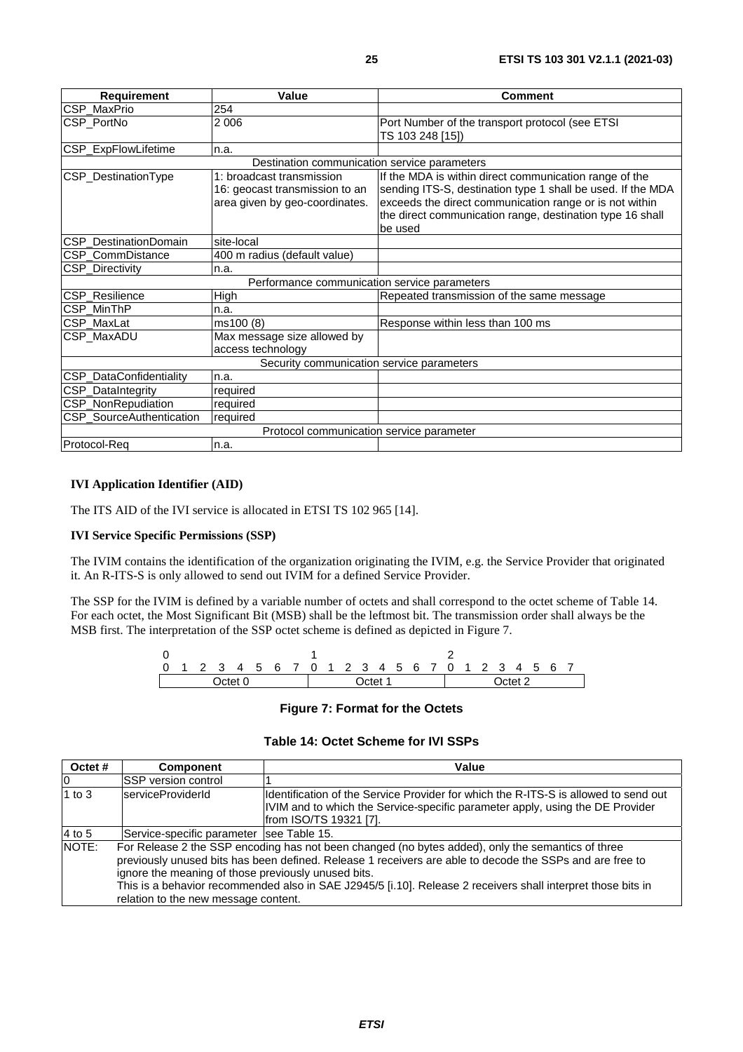| Requirement | Value | Comment |
| --- | --- | --- |
| CSP_MaxPrio | 254 | |
| CSP_PortNo | 2 006 | Port Number of the transport protocol (see ETSI TS 103 248 [15]) |
| CSP_ExpFlowLifetime | n.a. | |
| Destination communication service parameters | | |
| CSP_DestinationType | 1: broadcast transmission<br>16: geocast transmission to an area given by geo-coordinates. | If the MDA is within direct communication range of the sending ITS-S, destination type 1 shall be used. If the MDA exceeds the direct communication range or is not within the direct communication range, destination type 16 shall be used |
| CSP_DestinationDomain | site-local | |
| CSP_CommDistance | 400 m radius (default value) | |
| CSP_Directivity | n.a. | |
| Performance communication service parameters | | |
| CSP_Resilience | High | Repeated transmission of the same message |
| CSP_MinThP | n.a. | |
| CSP_MaxLat | ms100 (8) | Response within less than 100 ms |
| CSP_MaxADU | Max message size allowed by access technology | |
| Security communication service parameters | | |
| CSP_DataConfidentiality | n.a. | |
| CSP_DataIntegrity | required | |
| CSP_NonRepudiation | required | |
| CSP_SourceAuthentication | required | |
| Protocol communication service parameter | | |
| Protocol-Req | n.a. | |

**IVI Application Identifier (AID)**

The ITS AID of the IVI service is allocated in ETSI TS 102 965 [14].

**IVI Service Specific Permissions (SSP)**

The IVIM contains the identification of the organization originating the IVIM, e.g. the Service Provider that originated it. An R-ITS-S is only allowed to send out IVIM for a defined Service Provider.

The SSP for the IVIM is defined by a variable number of octets and shall correspond to the octet scheme of Table 14. For each octet, the Most Significant Bit (MSB) shall be the leftmost bit. The transmission order shall always be the MSB first. The interpretation of the SSP octet scheme is defined as depicted in Figure 7.

```
0                 1                 2
0 1 2 3 4 5 6 7 0 1 2 3 4 5 6 7 0 1 2 3 4 5 6 7
|     Octet 0     |     Octet 1     |     Octet 2     |
```

**Figure 7: Format for the Octets**

**Table 14: Octet Scheme for IVI SSPs**

| Octet # | Component | Value |
| --- | --- | --- |
| 0 | SSP version control | 1 |
| 1 to 3 | serviceProviderId | Identification of the Service Provider for which the R-ITS-S is allowed to send out IVIM and to which the Service-specific parameter apply, using the DE Provider from ISO/TS 19321 [7]. |
| 4 to 5 | Service-specific parameter | see Table 15. |
| NOTE: | For Release 2 the SSP encoding has not been changed (no bytes added), only the semantics of three previously unused bits has been defined. Release 1 receivers are able to decode the SSPs and are free to ignore the meaning of those previously unused bits.<br>This is a behavior recommended also in SAE J2945/5 [i.10]. Release 2 receivers shall interpret those bits in relation to the new message content. | |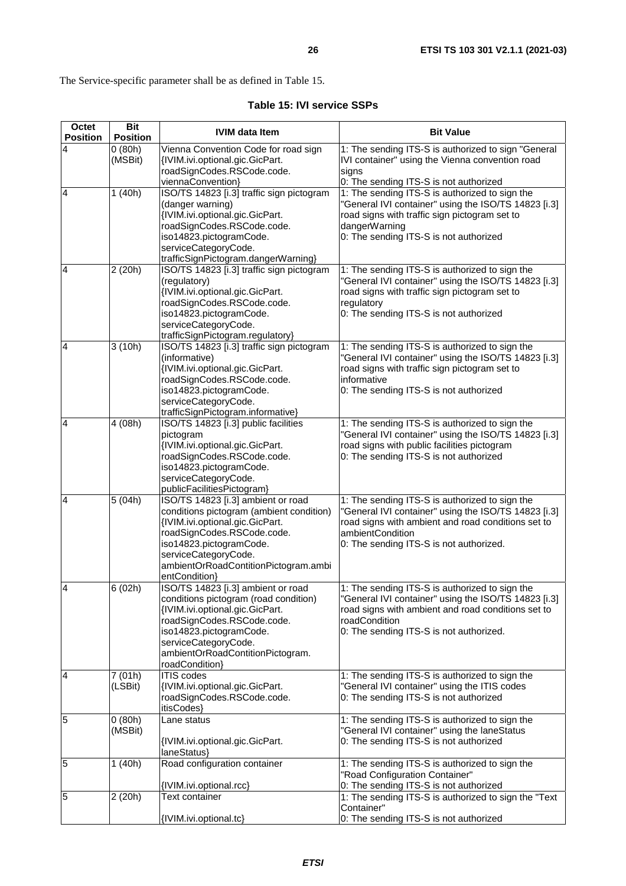The Service-specific parameter shall be as defined in Table 15.

**Table 15: IVI service SSPs**

| Octet Position | Bit Position | IVIM data Item | Bit Value |
|---|---|---|---|
| 4 | 0 (80h) (MSBit) | Vienna Convention Code for road sign {IVIM.ivi.optional.gic.GicPart. roadSignCodes.RSCode.code. viennaConvention} | 1: The sending ITS-S is authorized to sign "General IVI container" using the Vienna convention road signs<br>0: The sending ITS-S is not authorized |
| 4 | 1 (40h) | ISO/TS 14823 [i.3] traffic sign pictogram (danger warning) {IVIM.ivi.optional.gic.GicPart. roadSignCodes.RSCode.code. iso14823.pictogramCode. serviceCategoryCode. trafficSignPictogram.dangerWarning} | 1: The sending ITS-S is authorized to sign the "General IVI container" using the ISO/TS 14823 [i.3] road signs with traffic sign pictogram set to dangerWarning<br>0: The sending ITS-S is not authorized |
| 4 | 2 (20h) | ISO/TS 14823 [i.3] traffic sign pictogram (regulatory) {IVIM.ivi.optional.gic.GicPart. roadSignCodes.RSCode.code. iso14823.pictogramCode. serviceCategoryCode. trafficSignPictogram.regulatory} | 1: The sending ITS-S is authorized to sign the "General IVI container" using the ISO/TS 14823 [i.3] road signs with traffic sign pictogram set to regulatory<br>0: The sending ITS-S is not authorized |
| 4 | 3 (10h) | ISO/TS 14823 [i.3] traffic sign pictogram (informative) {IVIM.ivi.optional.gic.GicPart. roadSignCodes.RSCode.code. iso14823.pictogramCode. serviceCategoryCode. trafficSignPictogram.informative} | 1: The sending ITS-S is authorized to sign the "General IVI container" using the ISO/TS 14823 [i.3] road signs with traffic sign pictogram set to informative<br>0: The sending ITS-S is not authorized |
| 4 | 4 (08h) | ISO/TS 14823 [i.3] public facilities pictogram {IVIM.ivi.optional.gic.GicPart. roadSignCodes.RSCode.code. iso14823.pictogramCode. serviceCategoryCode. publicFacilitiesPictogram} | 1: The sending ITS-S is authorized to sign the "General IVI container" using the ISO/TS 14823 [i.3] road signs with public facilities pictogram<br>0: The sending ITS-S is not authorized |
| 4 | 5 (04h) | ISO/TS 14823 [i.3] ambient or road conditions pictogram (ambient condition) {IVIM.ivi.optional.gic.GicPart. roadSignCodes.RSCode.code. iso14823.pictogramCode. serviceCategoryCode. ambientOrRoadContitionPictogram.ambientCondition} | 1: The sending ITS-S is authorized to sign the "General IVI container" using the ISO/TS 14823 [i.3] road signs with ambient and road conditions set to ambientCondition<br>0: The sending ITS-S is not authorized. |
| 4 | 6 (02h) | ISO/TS 14823 [i.3] ambient or road conditions pictogram (road condition) {IVIM.ivi.optional.gic.GicPart. roadSignCodes.RSCode.code. iso14823.pictogramCode. serviceCategoryCode. ambientOrRoadContitionPictogram. roadCondition} | 1: The sending ITS-S is authorized to sign the "General IVI container" using the ISO/TS 14823 [i.3] road signs with ambient and road conditions set to roadCondition<br>0: The sending ITS-S is not authorized. |
| 4 | 7 (01h) (LSBit) | ITIS codes {IVIM.ivi.optional.gic.GicPart. roadSignCodes.RSCode.code. itisCodes} | 1: The sending ITS-S is authorized to sign the "General IVI container" using the ITIS codes<br>0: The sending ITS-S is not authorized |
| 5 | 0 (80h) (MSBit) | Lane status<br>{IVIM.ivi.optional.gic.GicPart. laneStatus} | 1: The sending ITS-S is authorized to sign the "General IVI container" using the laneStatus<br>0: The sending ITS-S is not authorized |
| 5 | 1 (40h) | Road configuration container<br>{IVIM.ivi.optional.rcc} | 1: The sending ITS-S is authorized to sign the "Road Configuration Container"<br>0: The sending ITS-S is not authorized |
| 5 | 2 (20h) | Text container<br>{IVIM.ivi.optional.tc} | 1: The sending ITS-S is authorized to sign the "Text Container"<br>0: The sending ITS-S is not authorized |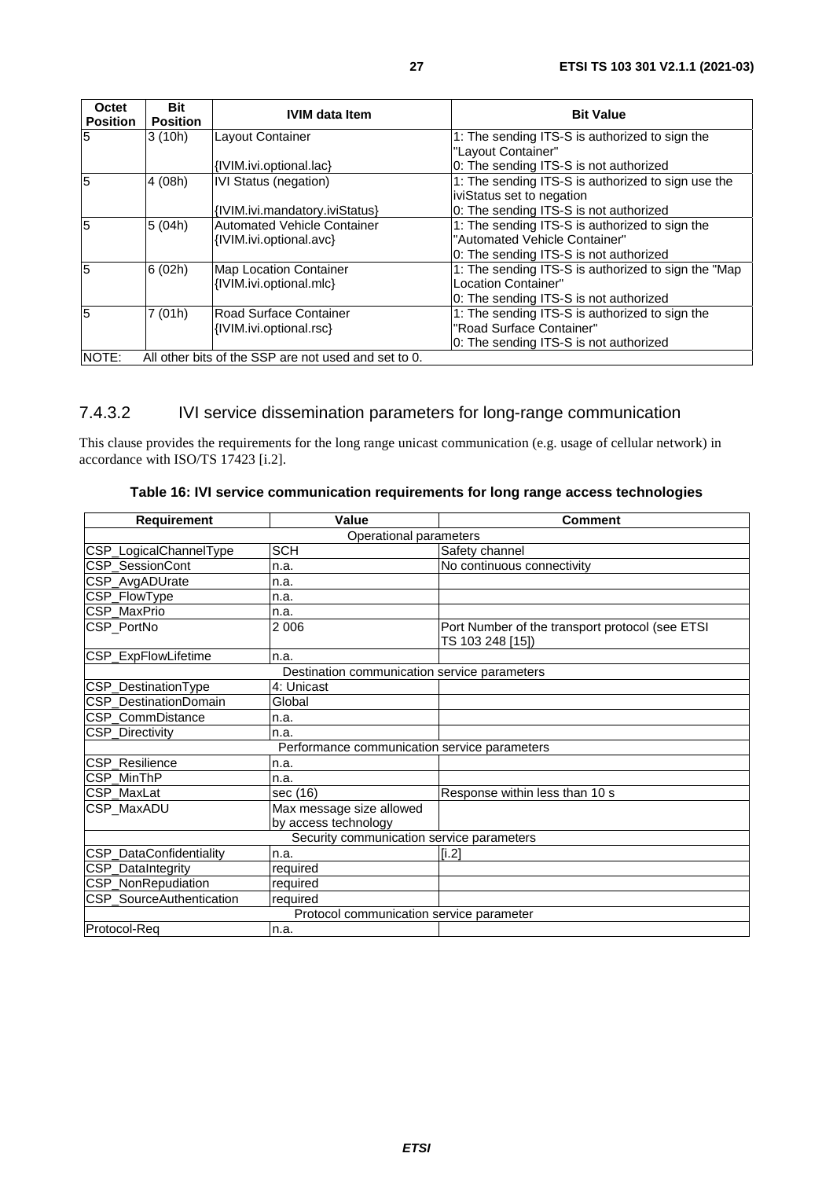| Octet Position | Bit Position | IVIM data Item | Bit Value |
|---|---|---|---|
| 5 | 3 (10h) | Layout Container<br><br>{IVIM.ivi.optional.lac} | 1: The sending ITS-S is authorized to sign the "Layout Container"<br>0: The sending ITS-S is not authorized |
| 5 | 4 (08h) | IVI Status (negation)<br><br>{IVIM.ivi.mandatory.iviStatus} | 1: The sending ITS-S is authorized to sign use the iviStatus set to negation<br>0: The sending ITS-S is not authorized |
| 5 | 5 (04h) | Automated Vehicle Container<br>{IVIM.ivi.optional.avc} | 1: The sending ITS-S is authorized to sign the "Automated Vehicle Container"<br>0: The sending ITS-S is not authorized |
| 5 | 6 (02h) | Map Location Container<br>{IVIM.ivi.optional.mlc} | 1: The sending ITS-S is authorized to sign the "Map Location Container"<br>0: The sending ITS-S is not authorized |
| 5 | 7 (01h) | Road Surface Container<br>{IVIM.ivi.optional.rsc} | 1: The sending ITS-S is authorized to sign the "Road Surface Container"<br>0: The sending ITS-S is not authorized |
| NOTE: | All other bits of the SSP are not used and set to 0. | | |

### 7.4.3.2 IVI service dissemination parameters for long-range communication

This clause provides the requirements for the long range unicast communication (e.g. usage of cellular network) in accordance with ISO/TS 17423 [i.2].

**Table 16: IVI service communication requirements for long range access technologies**

| Requirement | Value | Comment |
|---|---|---|
| Operational parameters | | |
| CSP_LogicalChannelType | SCH | Safety channel |
| CSP_SessionCont | n.a. | No continuous connectivity |
| CSP_AvgADUrate | n.a. | |
| CSP_FlowType | n.a. | |
| CSP_MaxPrio | n.a. | |
| CSP_PortNo | 2 006 | Port Number of the transport protocol (see ETSI TS 103 248 [15]) |
| CSP_ExpFlowLifetime | n.a. | |
| Destination communication service parameters | | |
| CSP_DestinationType | 4: Unicast | |
| CSP_DestinationDomain | Global | |
| CSP_CommDistance | n.a. | |
| CSP_Directivity | n.a. | |
| Performance communication service parameters | | |
| CSP_Resilience | n.a. | |
| CSP_MinThP | n.a. | |
| CSP_MaxLat | sec (16) | Response within less than 10 s |
| CSP_MaxADU | Max message size allowed by access technology | |
| Security communication service parameters | | |
| CSP_DataConfidentiality | n.a. | [i.2] |
| CSP_DataIntegrity | required | |
| CSP_NonRepudiation | required | |
| CSP_SourceAuthentication | required | |
| Protocol communication service parameter | | |
| Protocol-Req | n.a. | |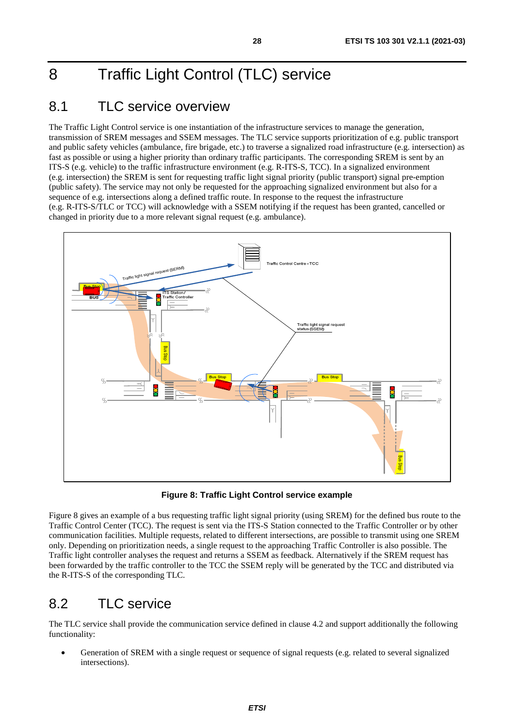# 8 Traffic Light Control (TLC) service

## 8.1 TLC service overview

The Traffic Light Control service is one instantiation of the infrastructure services to manage the generation, transmission of SREM messages and SSEM messages. The TLC service supports prioritization of e.g. public transport and public safety vehicles (ambulance, fire brigade, etc.) to traverse a signalized road infrastructure (e.g. intersection) as fast as possible or using a higher priority than ordinary traffic participants. The corresponding SREM is sent by an ITS-S (e.g. vehicle) to the traffic infrastructure environment (e.g. R-ITS-S, TCC). In a signalized environment (e.g. intersection) the SREM is sent for requesting traffic light signal priority (public transport) signal pre-emption (public safety). The service may not only be requested for the approaching signalized environment but also for a sequence of e.g. intersections along a defined traffic route. In response to the request the infrastructure (e.g. R-ITS-S/TLC or TCC) will acknowledge with a SSEM notifying if the request has been granted, cancelled or changed in priority due to a more relevant signal request (e.g. ambulance).

**Figure 8: Traffic Light Control service example**

Figure 8 gives an example of a bus requesting traffic light signal priority (using SREM) for the defined bus route to the Traffic Control Center (TCC). The request is sent via the ITS-S Station connected to the Traffic Controller or by other communication facilities. Multiple requests, related to different intersections, are possible to transmit using one SREM only. Depending on prioritization needs, a single request to the approaching Traffic Controller is also possible. The Traffic light controller analyses the request and returns a SSEM as feedback. Alternatively if the SREM request has been forwarded by the traffic controller to the TCC the SSEM reply will be generated by the TCC and distributed via the R-ITS-S of the corresponding TLC.

## 8.2 TLC service

The TLC service shall provide the communication service defined in clause 4.2 and support additionally the following functionality:

- Generation of SREM with a single request or sequence of signal requests (e.g. related to several signalized intersections).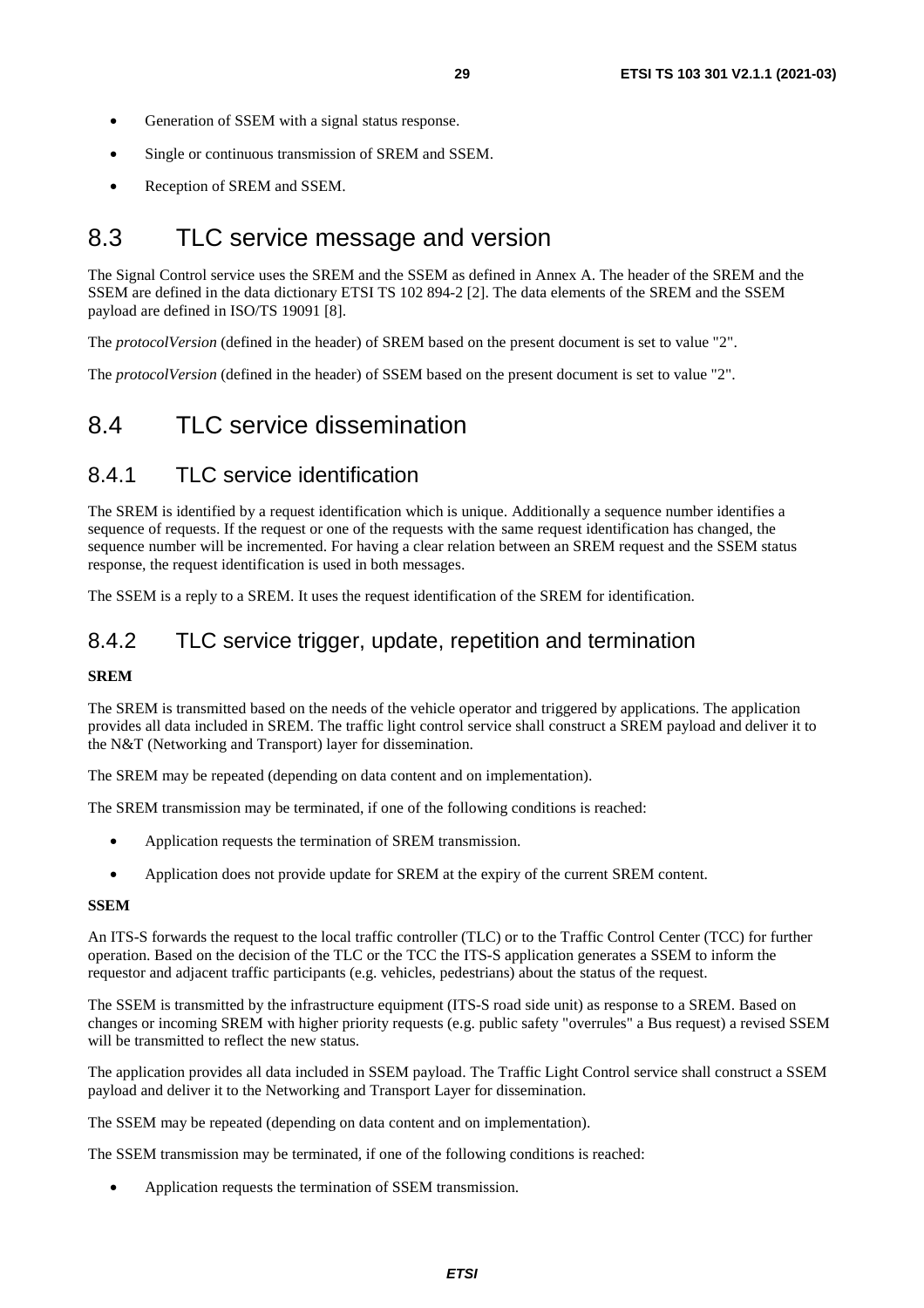- Generation of SSEM with a signal status response.
- Single or continuous transmission of SREM and SSEM.
- Reception of SREM and SSEM.

## 8.3 TLC service message and version

The Signal Control service uses the SREM and the SSEM as defined in Annex A. The header of the SREM and the SSEM are defined in the data dictionary ETSI TS 102 894-2 [2]. The data elements of the SREM and the SSEM payload are defined in ISO/TS 19091 [8].

The *protocolVersion* (defined in the header) of SREM based on the present document is set to value "2".

The *protocolVersion* (defined in the header) of SSEM based on the present document is set to value "2".

## 8.4 TLC service dissemination

### 8.4.1 TLC service identification

The SREM is identified by a request identification which is unique. Additionally a sequence number identifies a sequence of requests. If the request or one of the requests with the same request identification has changed, the sequence number will be incremented. For having a clear relation between an SREM request and the SSEM status response, the request identification is used in both messages.

The SSEM is a reply to a SREM. It uses the request identification of the SREM for identification.

### 8.4.2 TLC service trigger, update, repetition and termination

**SREM**

The SREM is transmitted based on the needs of the vehicle operator and triggered by applications. The application provides all data included in SREM. The traffic light control service shall construct a SREM payload and deliver it to the N&T (Networking and Transport) layer for dissemination.

The SREM may be repeated (depending on data content and on implementation).

The SREM transmission may be terminated, if one of the following conditions is reached:

- Application requests the termination of SREM transmission.
- Application does not provide update for SREM at the expiry of the current SREM content.

**SSEM**

An ITS-S forwards the request to the local traffic controller (TLC) or to the Traffic Control Center (TCC) for further operation. Based on the decision of the TLC or the TCC the ITS-S application generates a SSEM to inform the requestor and adjacent traffic participants (e.g. vehicles, pedestrians) about the status of the request.

The SSEM is transmitted by the infrastructure equipment (ITS-S road side unit) as response to a SREM. Based on changes or incoming SREM with higher priority requests (e.g. public safety "overrules" a Bus request) a revised SSEM will be transmitted to reflect the new status.

The application provides all data included in SSEM payload. The Traffic Light Control service shall construct a SSEM payload and deliver it to the Networking and Transport Layer for dissemination.

The SSEM may be repeated (depending on data content and on implementation).

The SSEM transmission may be terminated, if one of the following conditions is reached:

- Application requests the termination of SSEM transmission.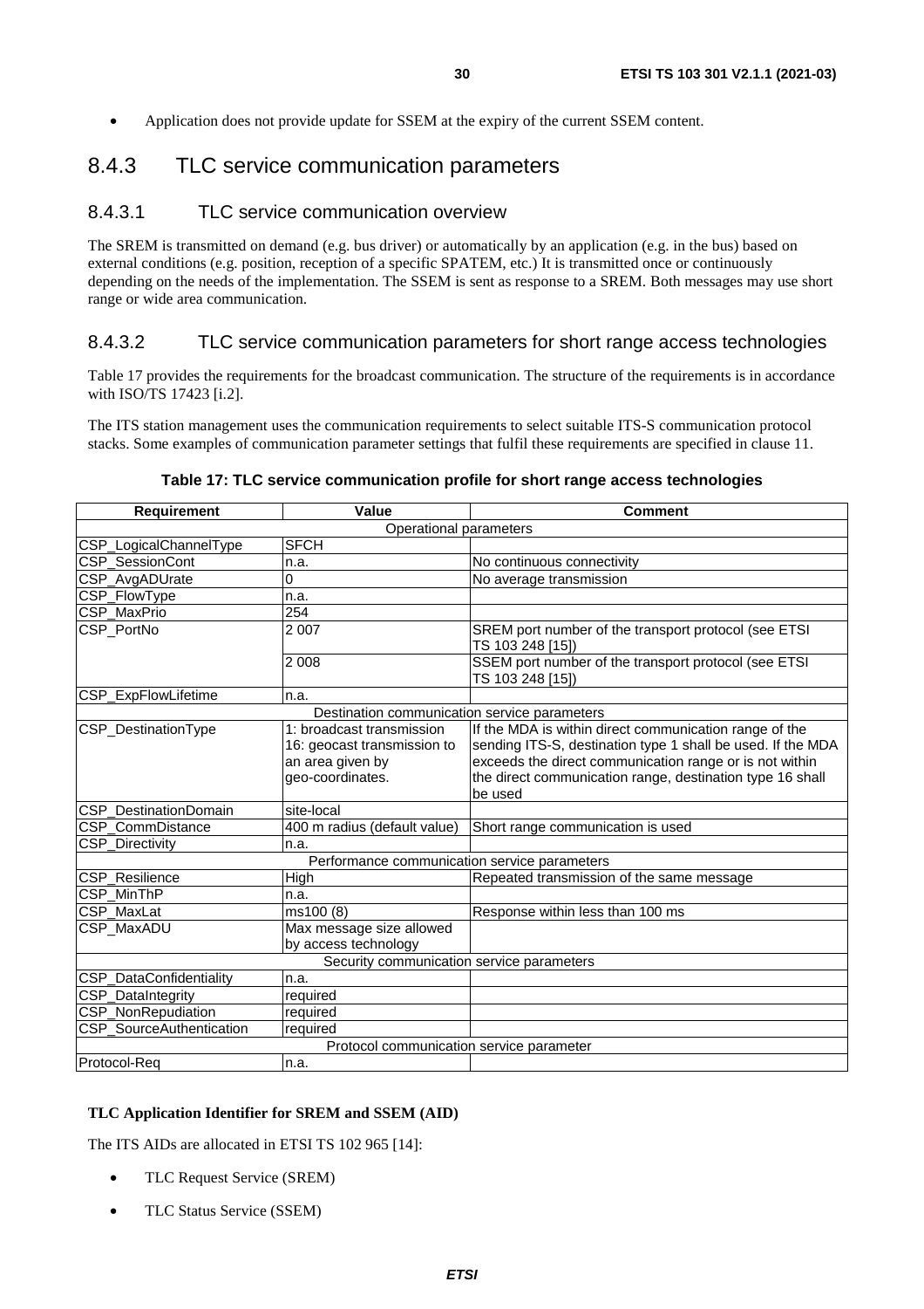- Application does not provide update for SSEM at the expiry of the current SSEM content.

## 8.4.3 TLC service communication parameters

### 8.4.3.1 TLC service communication overview

The SREM is transmitted on demand (e.g. bus driver) or automatically by an application (e.g. in the bus) based on external conditions (e.g. position, reception of a specific SPATEM, etc.) It is transmitted once or continuously depending on the needs of the implementation. The SSEM is sent as response to a SREM. Both messages may use short range or wide area communication.

### 8.4.3.2 TLC service communication parameters for short range access technologies

Table 17 provides the requirements for the broadcast communication. The structure of the requirements is in accordance with ISO/TS 17423 [i.2].

The ITS station management uses the communication requirements to select suitable ITS-S communication protocol stacks. Some examples of communication parameter settings that fulfil these requirements are specified in clause 11.

**Table 17: TLC service communication profile for short range access technologies**

| Requirement | Value | Comment |
|---|---|---|
| Operational parameters | | |
| CSP_LogicalChannelType | SFCH | |
| CSP_SessionCont | n.a. | No continuous connectivity |
| CSP_AvgADUrate | 0 | No average transmission |
| CSP_FlowType | n.a. | |
| CSP_MaxPrio | 254 | |
| CSP_PortNo | 2 007 | SREM port number of the transport protocol (see ETSI TS 103 248 [15]) |
| | 2 008 | SSEM port number of the transport protocol (see ETSI TS 103 248 [15]) |
| CSP_ExpFlowLifetime | n.a. | |
| Destination communication service parameters | | |
| CSP_DestinationType | 1: broadcast transmission<br>16: geocast transmission to an area given by geo-coordinates. | If the MDA is within direct communication range of the sending ITS-S, destination type 1 shall be used. If the MDA exceeds the direct communication range or is not within the direct communication range, destination type 16 shall be used |
| CSP_DestinationDomain | site-local | |
| CSP_CommDistance | 400 m radius (default value) | Short range communication is used |
| CSP_Directivity | n.a. | |
| Performance communication service parameters | | |
| CSP_Resilience | High | Repeated transmission of the same message |
| CSP_MinThP | n.a. | |
| CSP_MaxLat | ms100 (8) | Response within less than 100 ms |
| CSP_MaxADU | Max message size allowed by access technology | |
| Security communication service parameters | | |
| CSP_DataConfidentiality | n.a. | |
| CSP_DataIntegrity | required | |
| CSP_NonRepudiation | required | |
| CSP_SourceAuthentication | required | |
| Protocol communication service parameter | | |
| Protocol-Req | n.a. | |

**TLC Application Identifier for SREM and SSEM (AID)**

The ITS AIDs are allocated in ETSI TS 102 965 [14]:

- TLC Request Service (SREM)
- TLC Status Service (SSEM)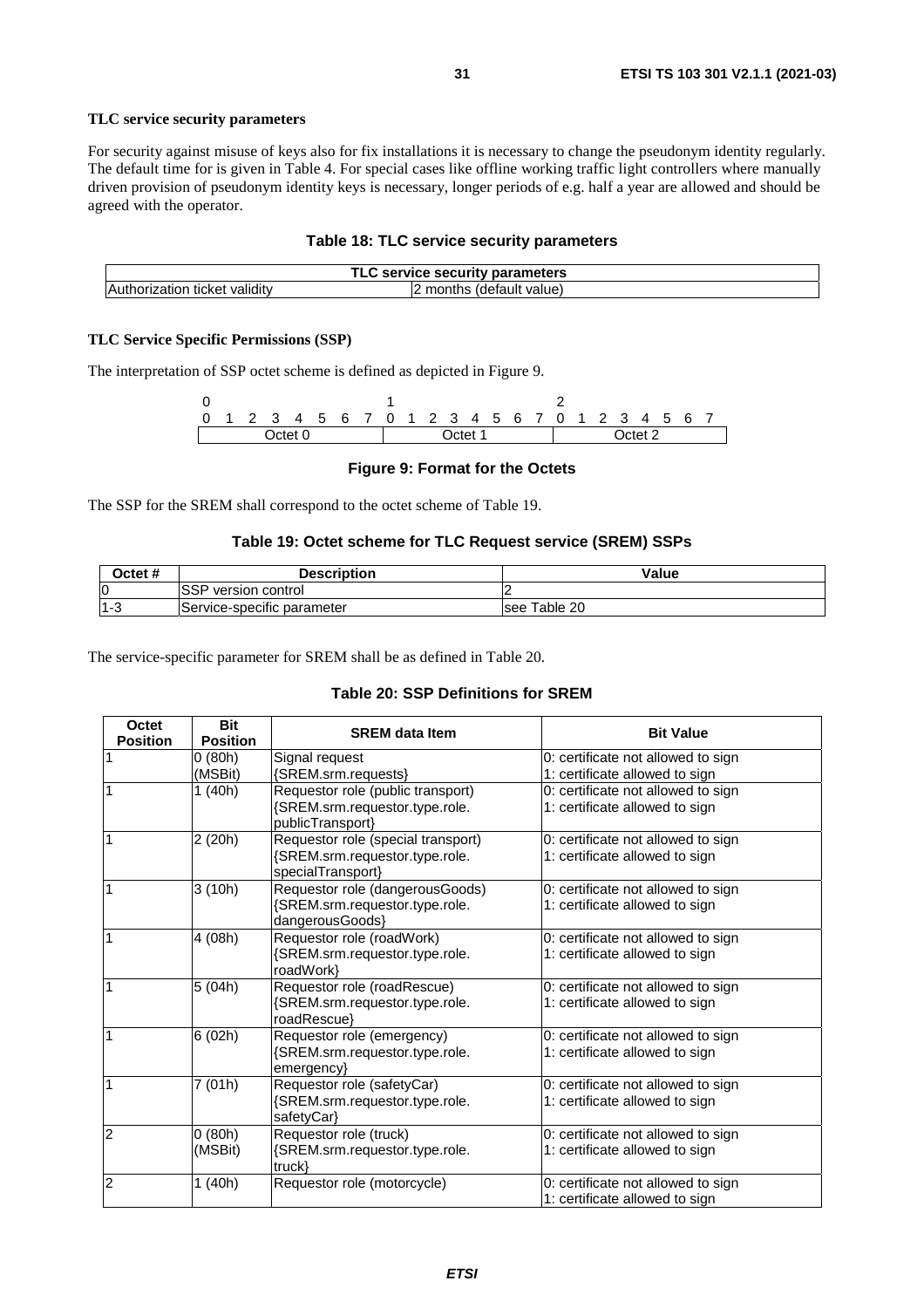**TLC service security parameters**

For security against misuse of keys also for fix installations it is necessary to change the pseudonym identity regularly. The default time for is given in Table 4. For special cases like offline working traffic light controllers where manually driven provision of pseudonym identity keys is necessary, longer periods of e.g. half a year are allowed and should be agreed with the operator.

**Table 18: TLC service security parameters**

| TLC service security parameters | |
|---|---|
| Authorization ticket validity | 2 months (default value) |

**TLC Service Specific Permissions (SSP)**

The interpretation of SSP octet scheme is defined as depicted in Figure 9.

| 0 | | | | | | | | 1 | | | | | | | | 2 | | | | | | | |
|---|---|---|---|---|---|---|---|---|---|---|---|---|---|---|---|---|---|---|---|---|---|---|---|
| 0 | 1 | 2 | 3 | 4 | 5 | 6 | 7 | 0 | 1 | 2 | 3 | 4 | 5 | 6 | 7 | 0 | 1 | 2 | 3 | 4 | 5 | 6 | 7 |
| Octet 0 | | | | | | | | Octet 1 | | | | | | | | Octet 2 | | | | | | | |

**Figure 9: Format for the Octets**

The SSP for the SREM shall correspond to the octet scheme of Table 19.

**Table 19: Octet scheme for TLC Request service (SREM) SSPs**

| Octet # | Description | Value |
|---|---|---|
| 0 | SSP version control | 2 |
| 1-3 | Service-specific parameter | see Table 20 |

The service-specific parameter for SREM shall be as defined in Table 20.

**Table 20: SSP Definitions for SREM**

| Octet Position | Bit Position | SREM data Item | Bit Value |
|---|---|---|---|
| 1 | 0 (80h) (MSBit) | Signal request {SREM.srm.requests} | 0: certificate not allowed to sign<br>1: certificate allowed to sign |
| 1 | 1 (40h) | Requestor role (public transport) {SREM.srm.requestor.type.role. publicTransport} | 0: certificate not allowed to sign<br>1: certificate allowed to sign |
| 1 | 2 (20h) | Requestor role (special transport) {SREM.srm.requestor.type.role. specialTransport} | 0: certificate not allowed to sign<br>1: certificate allowed to sign |
| 1 | 3 (10h) | Requestor role (dangerousGoods) {SREM.srm.requestor.type.role. dangerousGoods} | 0: certificate not allowed to sign<br>1: certificate allowed to sign |
| 1 | 4 (08h) | Requestor role (roadWork) {SREM.srm.requestor.type.role. roadWork} | 0: certificate not allowed to sign<br>1: certificate allowed to sign |
| 1 | 5 (04h) | Requestor role (roadRescue) {SREM.srm.requestor.type.role. roadRescue} | 0: certificate not allowed to sign<br>1: certificate allowed to sign |
| 1 | 6 (02h) | Requestor role (emergency) {SREM.srm.requestor.type.role. emergency} | 0: certificate not allowed to sign<br>1: certificate allowed to sign |
| 1 | 7 (01h) | Requestor role (safetyCar) {SREM.srm.requestor.type.role. safetyCar} | 0: certificate not allowed to sign<br>1: certificate allowed to sign |
| 2 | 0 (80h) (MSBit) | Requestor role (truck) {SREM.srm.requestor.type.role. truck} | 0: certificate not allowed to sign<br>1: certificate allowed to sign |
| 2 | 1 (40h) | Requestor role (motorcycle) | 0: certificate not allowed to sign<br>1: certificate allowed to sign |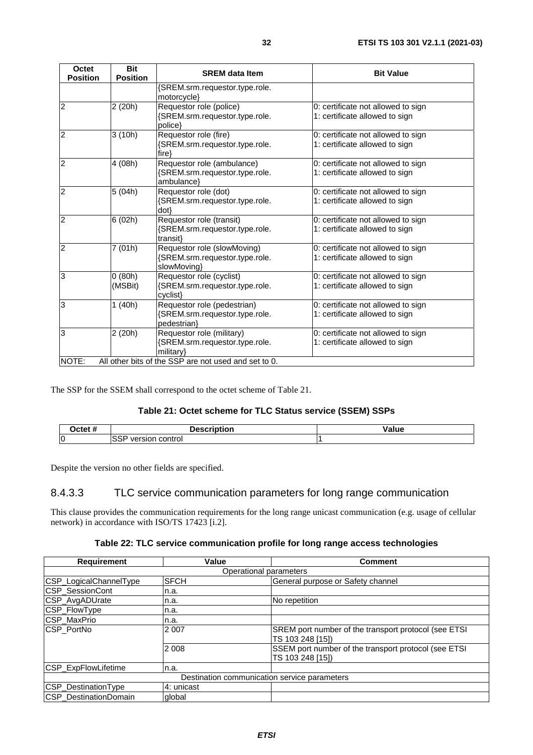| Octet Position | Bit Position | SREM data Item | Bit Value |
|---|---|---|---|
| | | {SREM.srm.requestor.type.role. motorcycle} | |
| 2 | 2 (20h) | Requestor role (police) {SREM.srm.requestor.type.role. police} | 0: certificate not allowed to sign 1: certificate allowed to sign |
| 2 | 3 (10h) | Requestor role (fire) {SREM.srm.requestor.type.role. fire} | 0: certificate not allowed to sign 1: certificate allowed to sign |
| 2 | 4 (08h) | Requestor role (ambulance) {SREM.srm.requestor.type.role. ambulance} | 0: certificate not allowed to sign 1: certificate allowed to sign |
| 2 | 5 (04h) | Requestor role (dot) {SREM.srm.requestor.type.role. dot} | 0: certificate not allowed to sign 1: certificate allowed to sign |
| 2 | 6 (02h) | Requestor role (transit) {SREM.srm.requestor.type.role. transit} | 0: certificate not allowed to sign 1: certificate allowed to sign |
| 2 | 7 (01h) | Requestor role (slowMoving) {SREM.srm.requestor.type.role. slowMoving} | 0: certificate not allowed to sign 1: certificate allowed to sign |
| 3 | 0 (80h) (MSBit) | Requestor role (cyclist) {SREM.srm.requestor.type.role. cyclist} | 0: certificate not allowed to sign 1: certificate allowed to sign |
| 3 | 1 (40h) | Requestor role (pedestrian) {SREM.srm.requestor.type.role. pedestrian} | 0: certificate not allowed to sign 1: certificate allowed to sign |
| 3 | 2 (20h) | Requestor role (military) {SREM.srm.requestor.type.role. military} | 0: certificate not allowed to sign 1: certificate allowed to sign |
| NOTE: All other bits of the SSP are not used and set to 0. | | | |

The SSP for the SSEM shall correspond to the octet scheme of Table 21.

**Table 21: Octet scheme for TLC Status service (SSEM) SSPs**

| Octet # | Description | Value |
|---|---|---|
| 0 | SSP version control | 1 |

Despite the version no other fields are specified.

### 8.4.3.3 TLC service communication parameters for long range communication

This clause provides the communication requirements for the long range unicast communication (e.g. usage of cellular network) in accordance with ISO/TS 17423 [i.2].

**Table 22: TLC service communication profile for long range access technologies**

| Requirement | Value | Comment |
|---|---|---|
| Operational parameters | | |
| CSP_LogicalChannelType | SFCH | General purpose or Safety channel |
| CSP_SessionCont | n.a. | |
| CSP_AvgADUrate | n.a. | No repetition |
| CSP_FlowType | n.a. | |
| CSP_MaxPrio | n.a. | |
| CSP_PortNo | 2 007 | SREM port number of the transport protocol (see ETSI TS 103 248 [15]) |
| | 2 008 | SSEM port number of the transport protocol (see ETSI TS 103 248 [15]) |
| CSP_ExpFlowLifetime | n.a. | |
| Destination communication service parameters | | |
| CSP_DestinationType | 4: unicast | |
| CSP_DestinationDomain | global | |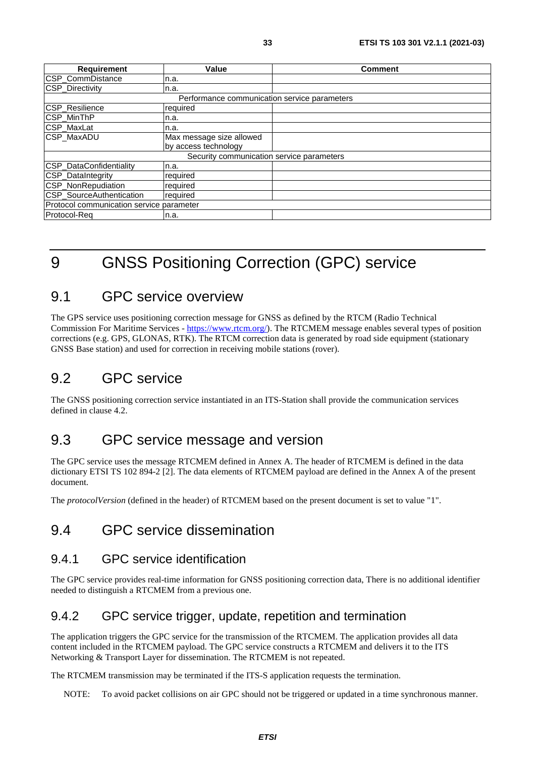| Requirement | Value | Comment |
| --- | --- | --- |
| CSP_CommDistance | n.a. | |
| CSP_Directivity | n.a. | |
| Performance communication service parameters | | |
| CSP_Resilience | required | |
| CSP_MinThP | n.a. | |
| CSP_MaxLat | n.a. | |
| CSP_MaxADU | Max message size allowed by access technology | |
| Security communication service parameters | | |
| CSP_DataConfidentiality | n.a. | |
| CSP_DataIntegrity | required | |
| CSP_NonRepudiation | required | |
| CSP_SourceAuthentication | required | |
| Protocol communication service parameter | | |
| Protocol-Req | n.a. | |

# 9 GNSS Positioning Correction (GPC) service

## 9.1 GPC service overview

The GPS service uses positioning correction message for GNSS as defined by the RTCM (Radio Technical Commission For Maritime Services - https://www.rtcm.org/). The RTCMEM message enables several types of position corrections (e.g. GPS, GLONAS, RTK). The RTCM correction data is generated by road side equipment (stationary GNSS Base station) and used for correction in receiving mobile stations (rover).

## 9.2 GPC service

The GNSS positioning correction service instantiated in an ITS-Station shall provide the communication services defined in clause 4.2.

## 9.3 GPC service message and version

The GPC service uses the message RTCMEM defined in Annex A. The header of RTCMEM is defined in the data dictionary ETSI TS 102 894-2 [2]. The data elements of RTCMEM payload are defined in the Annex A of the present document.

The *protocolVersion* (defined in the header) of RTCMEM based on the present document is set to value "1".

## 9.4 GPC service dissemination

### 9.4.1 GPC service identification

The GPC service provides real-time information for GNSS positioning correction data, There is no additional identifier needed to distinguish a RTCMEM from a previous one.

### 9.4.2 GPC service trigger, update, repetition and termination

The application triggers the GPC service for the transmission of the RTCMEM. The application provides all data content included in the RTCMEM payload. The GPC service constructs a RTCMEM and delivers it to the ITS Networking & Transport Layer for dissemination. The RTCMEM is not repeated.

The RTCMEM transmission may be terminated if the ITS-S application requests the termination.

NOTE: To avoid packet collisions on air GPC should not be triggered or updated in a time synchronous manner.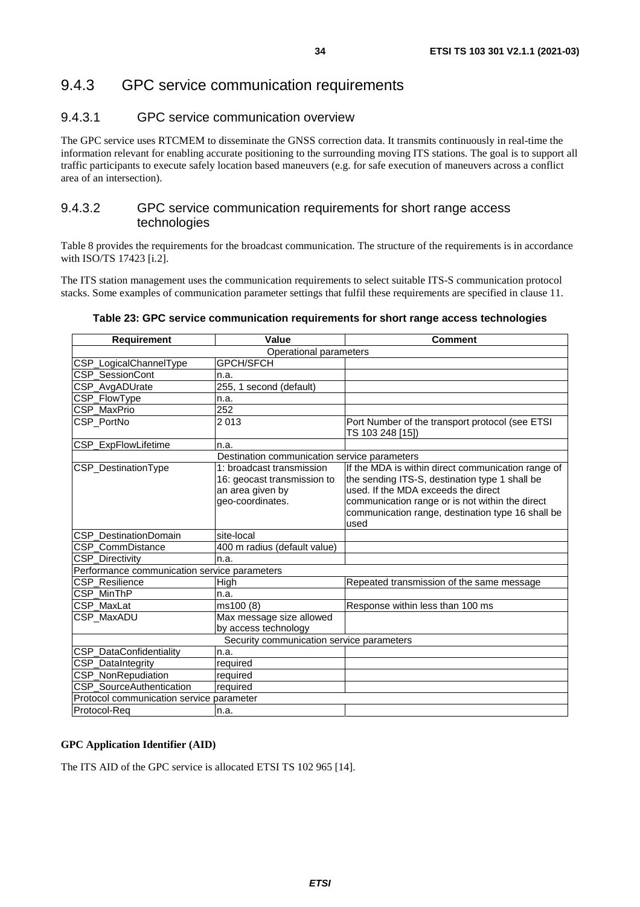### 9.4.3 GPC service communication requirements

#### 9.4.3.1 GPC service communication overview

The GPC service uses RTCMEM to disseminate the GNSS correction data. It transmits continuously in real-time the information relevant for enabling accurate positioning to the surrounding moving ITS stations. The goal is to support all traffic participants to execute safely location based maneuvers (e.g. for safe execution of maneuvers across a conflict area of an intersection).

#### 9.4.3.2 GPC service communication requirements for short range access technologies

Table 8 provides the requirements for the broadcast communication. The structure of the requirements is in accordance with ISO/TS 17423 [i.2].

The ITS station management uses the communication requirements to select suitable ITS-S communication protocol stacks. Some examples of communication parameter settings that fulfil these requirements are specified in clause 11.

**Table 23: GPC service communication requirements for short range access technologies**

| Requirement | Value | Comment |
|---|---|---|
| Operational parameters | | |
| CSP_LogicalChannelType | GPCH/SFCH | |
| CSP_SessionCont | n.a. | |
| CSP_AvgADUrate | 255, 1 second (default) | |
| CSP_FlowType | n.a. | |
| CSP_MaxPrio | 252 | |
| CSP_PortNo | 2 013 | Port Number of the transport protocol (see ETSI TS 103 248 [15]) |
| CSP_ExpFlowLifetime | n.a. | |
| Destination communication service parameters | | |
| CSP_DestinationType | 1: broadcast transmission<br>16: geocast transmission to an area given by geo-coordinates. | If the MDA is within direct communication range of the sending ITS-S, destination type 1 shall be used. If the MDA exceeds the direct communication range or is not within the direct communication range, destination type 16 shall be used |
| CSP_DestinationDomain | site-local | |
| CSP_CommDistance | 400 m radius (default value) | |
| CSP_Directivity | n.a. | |
| Performance communication service parameters | | |
| CSP_Resilience | High | Repeated transmission of the same message |
| CSP_MinThP | n.a. | |
| CSP_MaxLat | ms100 (8) | Response within less than 100 ms |
| CSP_MaxADU | Max message size allowed by access technology | |
| Security communication service parameters | | |
| CSP_DataConfidentiality | n.a. | |
| CSP_DataIntegrity | required | |
| CSP_NonRepudiation | required | |
| CSP_SourceAuthentication | required | |
| Protocol communication service parameter | | |
| Protocol-Req | n.a. | |

**GPC Application Identifier (AID)**

The ITS AID of the GPC service is allocated ETSI TS 102 965 [14].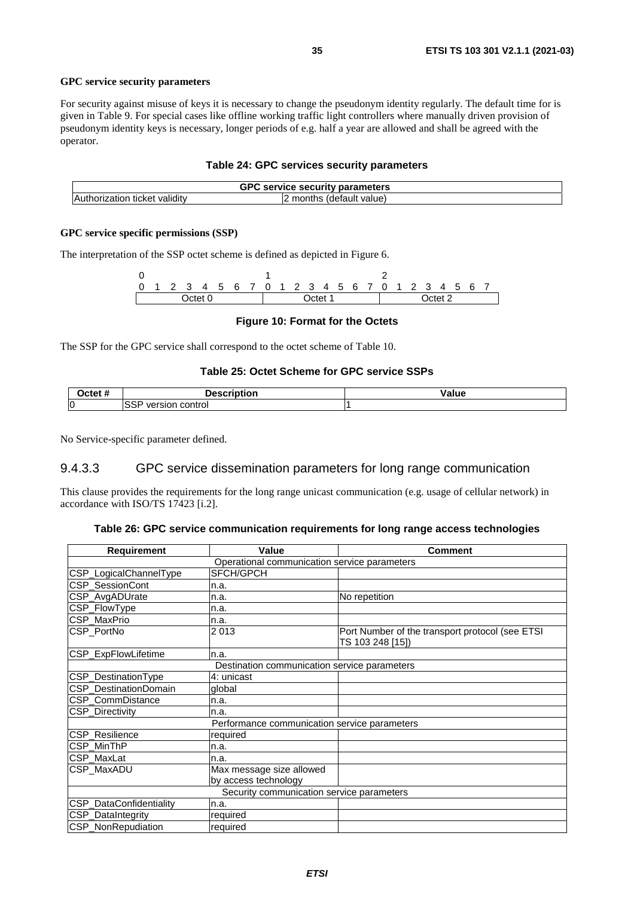**GPC service security parameters**

For security against misuse of keys it is necessary to change the pseudonym identity regularly. The default time for is given in Table 9. For special cases like offline working traffic light controllers where manually driven provision of pseudonym identity keys is necessary, longer periods of e.g. half a year are allowed and shall be agreed with the operator.

**Table 24: GPC services security parameters**

| GPC service security parameters | |
|---|---|
| Authorization ticket validity | 2 months (default value) |

**GPC service specific permissions (SSP)**

The interpretation of the SSP octet scheme is defined as depicted in Figure 6.

| 0 | | | | | | | | 1 | | | | | | | | 2 | | | | | | | |
|---|---|---|---|---|---|---|---|---|---|---|---|---|---|---|---|---|---|---|---|---|---|---|---|
| 0 | 1 | 2 | 3 | 4 | 5 | 6 | 7 | 0 | 1 | 2 | 3 | 4 | 5 | 6 | 7 | 0 | 1 | 2 | 3 | 4 | 5 | 6 | 7 |
| Octet 0 | | | | | | | | Octet 1 | | | | | | | | Octet 2 | | | | | | | |

**Figure 10: Format for the Octets**

The SSP for the GPC service shall correspond to the octet scheme of Table 10.

**Table 25: Octet Scheme for GPC service SSPs**

| Octet # | Description | Value |
|---|---|---|
| 0 | SSP version control | 1 |

No Service-specific parameter defined.

### 9.4.3.3 GPC service dissemination parameters for long range communication

This clause provides the requirements for the long range unicast communication (e.g. usage of cellular network) in accordance with ISO/TS 17423 [i.2].

**Table 26: GPC service communication requirements for long range access technologies**

| Requirement | Value | Comment |
|---|---|---|
| Operational communication service parameters | | |
| CSP_LogicalChannelType | SFCH/GPCH | |
| CSP_SessionCont | n.a. | |
| CSP_AvgADUrate | n.a. | No repetition |
| CSP_FlowType | n.a. | |
| CSP_MaxPrio | n.a. | |
| CSP_PortNo | 2 013 | Port Number of the transport protocol (see ETSI TS 103 248 [15]) |
| CSP_ExpFlowLifetime | n.a. | |
| Destination communication service parameters | | |
| CSP_DestinationType | 4: unicast | |
| CSP_DestinationDomain | global | |
| CSP_CommDistance | n.a. | |
| CSP_Directivity | n.a. | |
| Performance communication service parameters | | |
| CSP_Resilience | required | |
| CSP_MinThP | n.a. | |
| CSP_MaxLat | n.a. | |
| CSP_MaxADU | Max message size allowed by access technology | |
| Security communication service parameters | | |
| CSP_DataConfidentiality | n.a. | |
| CSP_DataIntegrity | required | |
| CSP_NonRepudiation | required | |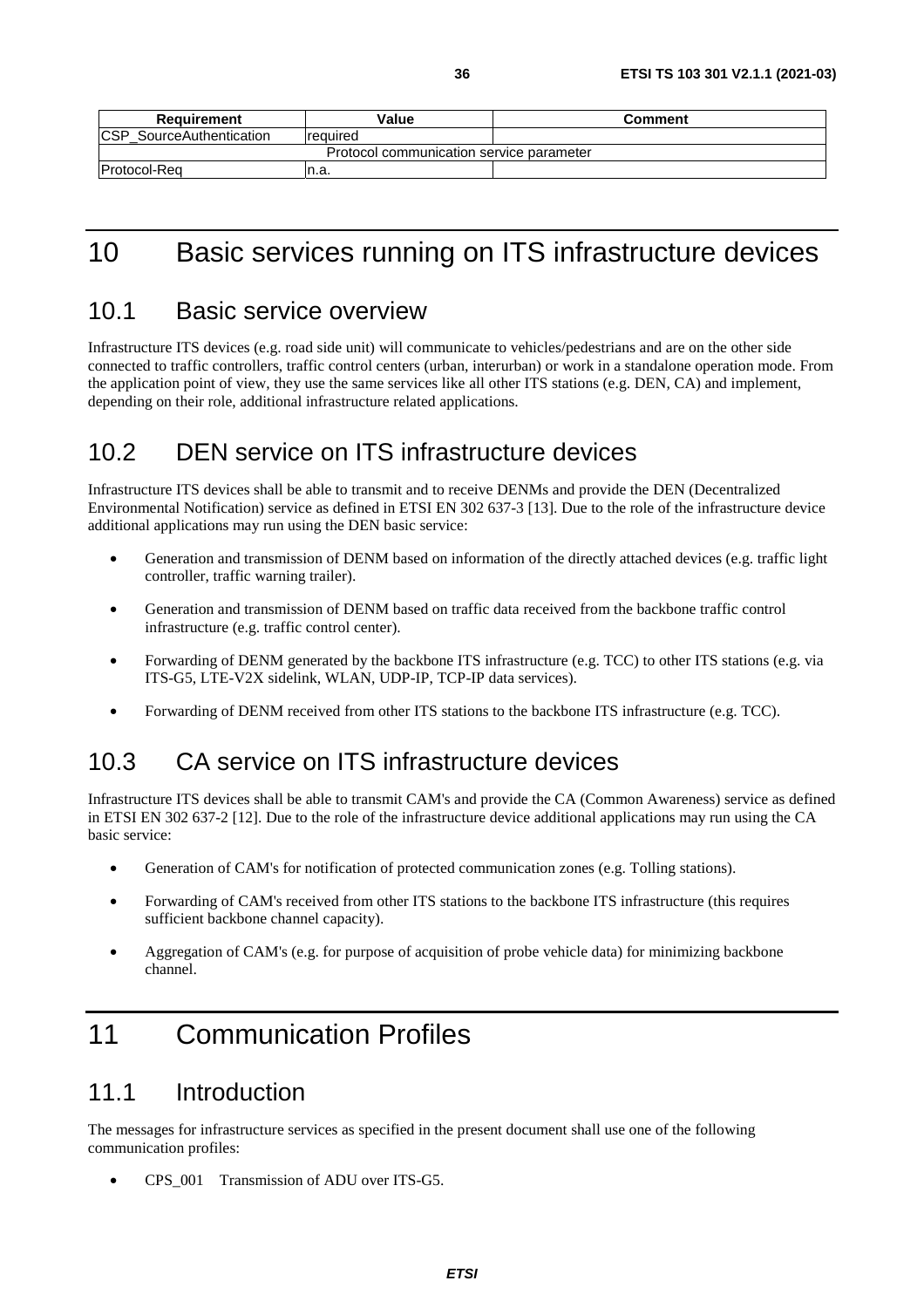| Requirement | Value | Comment |
| --- | --- | --- |
| CSP_SourceAuthentication | required | |
| Protocol communication service parameter | | |
| Protocol-Req | n.a. | |

# 10 Basic services running on ITS infrastructure devices

## 10.1 Basic service overview

Infrastructure ITS devices (e.g. road side unit) will communicate to vehicles/pedestrians and are on the other side connected to traffic controllers, traffic control centers (urban, interurban) or work in a standalone operation mode. From the application point of view, they use the same services like all other ITS stations (e.g. DEN, CA) and implement, depending on their role, additional infrastructure related applications.

## 10.2 DEN service on ITS infrastructure devices

Infrastructure ITS devices shall be able to transmit and to receive DENMs and provide the DEN (Decentralized Environmental Notification) service as defined in ETSI EN 302 637-3 [13]. Due to the role of the infrastructure device additional applications may run using the DEN basic service:

- Generation and transmission of DENM based on information of the directly attached devices (e.g. traffic light controller, traffic warning trailer).
- Generation and transmission of DENM based on traffic data received from the backbone traffic control infrastructure (e.g. traffic control center).
- Forwarding of DENM generated by the backbone ITS infrastructure (e.g. TCC) to other ITS stations (e.g. via ITS-G5, LTE-V2X sidelink, WLAN, UDP-IP, TCP-IP data services).
- Forwarding of DENM received from other ITS stations to the backbone ITS infrastructure (e.g. TCC).

## 10.3 CA service on ITS infrastructure devices

Infrastructure ITS devices shall be able to transmit CAM's and provide the CA (Common Awareness) service as defined in ETSI EN 302 637-2 [12]. Due to the role of the infrastructure device additional applications may run using the CA basic service:

- Generation of CAM's for notification of protected communication zones (e.g. Tolling stations).
- Forwarding of CAM's received from other ITS stations to the backbone ITS infrastructure (this requires sufficient backbone channel capacity).
- Aggregation of CAM's (e.g. for purpose of acquisition of probe vehicle data) for minimizing backbone channel.

# 11 Communication Profiles

## 11.1 Introduction

The messages for infrastructure services as specified in the present document shall use one of the following communication profiles:

- CPS_001 Transmission of ADU over ITS-G5.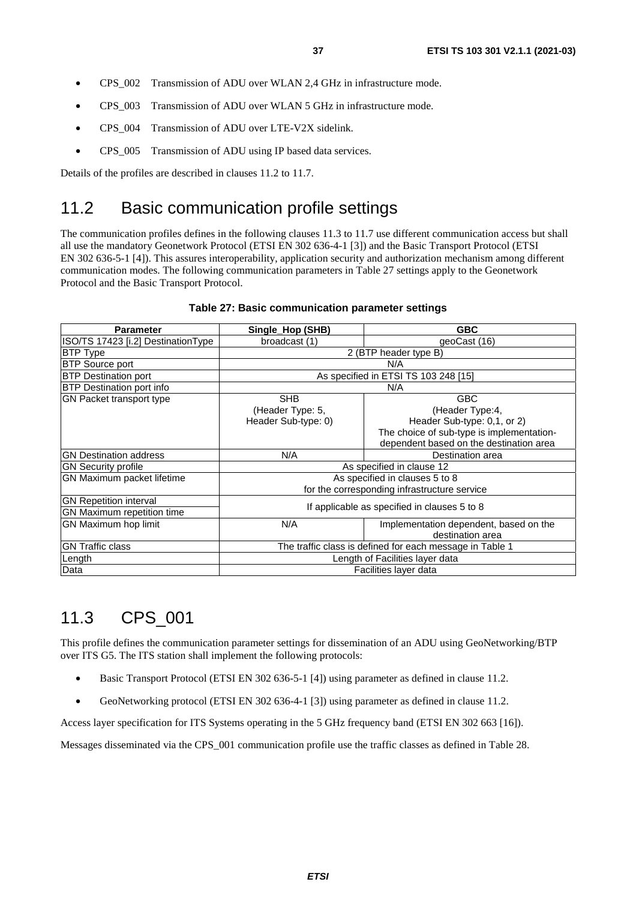- CPS_002 Transmission of ADU over WLAN 2,4 GHz in infrastructure mode.
- CPS_003 Transmission of ADU over WLAN 5 GHz in infrastructure mode.
- CPS_004 Transmission of ADU over LTE-V2X sidelink.
- CPS_005 Transmission of ADU using IP based data services.

Details of the profiles are described in clauses 11.2 to 11.7.

## 11.2 Basic communication profile settings

The communication profiles defines in the following clauses 11.3 to 11.7 use different communication access but shall all use the mandatory Geonetwork Protocol (ETSI EN 302 636-4-1 [3]) and the Basic Transport Protocol (ETSI EN 302 636-5-1 [4]). This assures interoperability, application security and authorization mechanism among different communication modes. The following communication parameters in Table 27 settings apply to the Geonetwork Protocol and the Basic Transport Protocol.

**Table 27: Basic communication parameter settings**

| Parameter | Single_Hop (SHB) | GBC |
|---|---|---|
| ISO/TS 17423 [i.2] DestinationType | broadcast (1) | geoCast (16) |
| BTP Type | 2 (BTP header type B) | |
| BTP Source port | N/A | |
| BTP Destination port | As specified in ETSI TS 103 248 [15] | |
| BTP Destination port info | N/A | |
| GN Packet transport type | SHB<br>(Header Type: 5,<br>Header Sub-type: 0) | GBC<br>(Header Type:4,<br>Header Sub-type: 0,1, or 2)<br>The choice of sub-type is implementation-dependent based on the destination area |
| GN Destination address | N/A | Destination area |
| GN Security profile | As specified in clause 12 | |
| GN Maximum packet lifetime | As specified in clauses 5 to 8<br>for the corresponding infrastructure service | |
| GN Repetition interval<br>GN Maximum repetition time | If applicable as specified in clauses 5 to 8 | |
| GN Maximum hop limit | N/A | Implementation dependent, based on the destination area |
| GN Traffic class | The traffic class is defined for each message in Table 1 | |
| Length | Length of Facilities layer data | |
| Data | Facilities layer data | |

## 11.3 CPS_001

This profile defines the communication parameter settings for dissemination of an ADU using GeoNetworking/BTP over ITS G5. The ITS station shall implement the following protocols:

- Basic Transport Protocol (ETSI EN 302 636-5-1 [4]) using parameter as defined in clause 11.2.
- GeoNetworking protocol (ETSI EN 302 636-4-1 [3]) using parameter as defined in clause 11.2.

Access layer specification for ITS Systems operating in the 5 GHz frequency band (ETSI EN 302 663 [16]).

Messages disseminated via the CPS_001 communication profile use the traffic classes as defined in Table 28.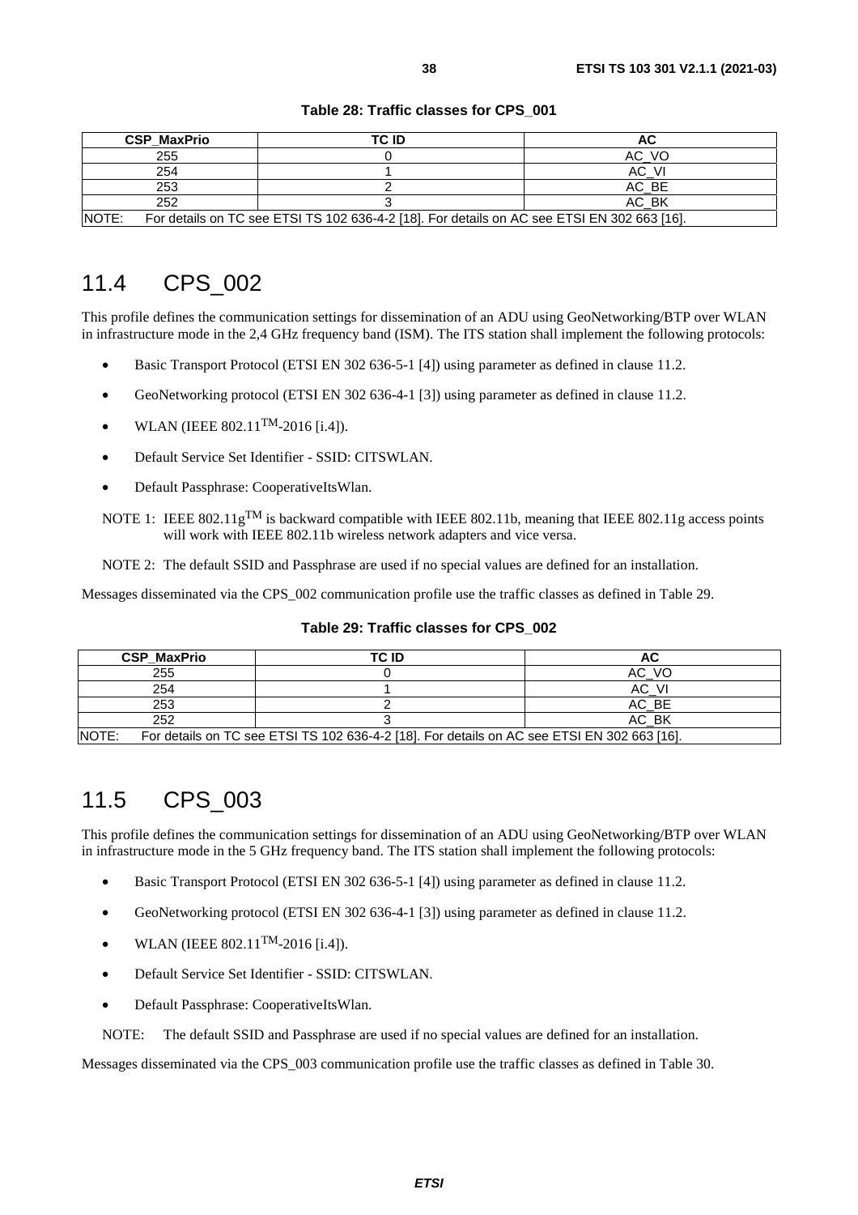**Table 28: Traffic classes for CPS_001**

| CSP_MaxPrio | TC ID | AC |
|---|---|---|
| 255 | 0 | AC_VO |
| 254 | 1 | AC_VI |
| 253 | 2 | AC_BE |
| 252 | 3 | AC_BK |
| NOTE: For details on TC see ETSI TS 102 636-4-2 [18]. For details on AC see ETSI EN 302 663 [16]. | | |

## 11.4 CPS_002

This profile defines the communication settings for dissemination of an ADU using GeoNetworking/BTP over WLAN in infrastructure mode in the 2,4 GHz frequency band (ISM). The ITS station shall implement the following protocols:

- Basic Transport Protocol (ETSI EN 302 636-5-1 [4]) using parameter as defined in clause 11.2.
- GeoNetworking protocol (ETSI EN 302 636-4-1 [3]) using parameter as defined in clause 11.2.
- WLAN (IEEE 802.11™-2016 [i.4]).
- Default Service Set Identifier - SSID: CITSWLAN.
- Default Passphrase: CooperativeItsWlan.

NOTE 1: IEEE 802.11g™ is backward compatible with IEEE 802.11b, meaning that IEEE 802.11g access points will work with IEEE 802.11b wireless network adapters and vice versa.

NOTE 2: The default SSID and Passphrase are used if no special values are defined for an installation.

Messages disseminated via the CPS_002 communication profile use the traffic classes as defined in Table 29.

**Table 29: Traffic classes for CPS_002**

| CSP_MaxPrio | TC ID | AC |
|---|---|---|
| 255 | 0 | AC_VO |
| 254 | 1 | AC_VI |
| 253 | 2 | AC_BE |
| 252 | 3 | AC_BK |
| NOTE: For details on TC see ETSI TS 102 636-4-2 [18]. For details on AC see ETSI EN 302 663 [16]. | | |

## 11.5 CPS_003

This profile defines the communication settings for dissemination of an ADU using GeoNetworking/BTP over WLAN in infrastructure mode in the 5 GHz frequency band. The ITS station shall implement the following protocols:

- Basic Transport Protocol (ETSI EN 302 636-5-1 [4]) using parameter as defined in clause 11.2.
- GeoNetworking protocol (ETSI EN 302 636-4-1 [3]) using parameter as defined in clause 11.2.
- WLAN (IEEE 802.11™-2016 [i.4]).
- Default Service Set Identifier - SSID: CITSWLAN.
- Default Passphrase: CooperativeItsWlan.

NOTE: The default SSID and Passphrase are used if no special values are defined for an installation.

Messages disseminated via the CPS_003 communication profile use the traffic classes as defined in Table 30.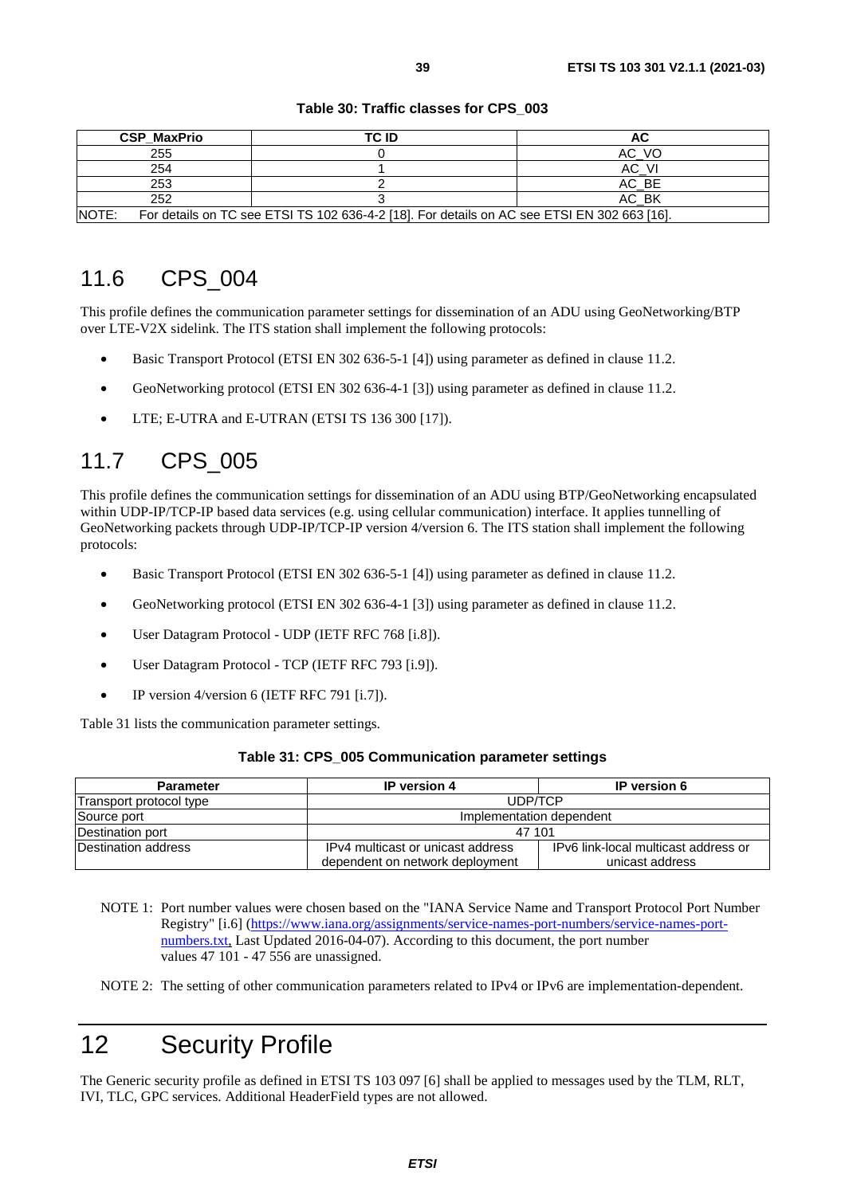**Table 30: Traffic classes for CPS_003**

| CSP_MaxPrio | TC ID | AC |
|---|---|---|
| 255 | 0 | AC_VO |
| 254 | 1 | AC_VI |
| 253 | 2 | AC_BE |
| 252 | 3 | AC_BK |
| NOTE: For details on TC see ETSI TS 102 636-4-2 [18]. For details on AC see ETSI EN 302 663 [16]. | | |

## 11.6 CPS_004

This profile defines the communication parameter settings for dissemination of an ADU using GeoNetworking/BTP over LTE-V2X sidelink. The ITS station shall implement the following protocols:

- Basic Transport Protocol (ETSI EN 302 636-5-1 [4]) using parameter as defined in clause 11.2.
- GeoNetworking protocol (ETSI EN 302 636-4-1 [3]) using parameter as defined in clause 11.2.
- LTE; E-UTRA and E-UTRAN (ETSI TS 136 300 [17]).

## 11.7 CPS_005

This profile defines the communication settings for dissemination of an ADU using BTP/GeoNetworking encapsulated within UDP-IP/TCP-IP based data services (e.g. using cellular communication) interface. It applies tunnelling of GeoNetworking packets through UDP-IP/TCP-IP version 4/version 6. The ITS station shall implement the following protocols:

- Basic Transport Protocol (ETSI EN 302 636-5-1 [4]) using parameter as defined in clause 11.2.
- GeoNetworking protocol (ETSI EN 302 636-4-1 [3]) using parameter as defined in clause 11.2.
- User Datagram Protocol - UDP (IETF RFC 768 [i.8]).
- User Datagram Protocol - TCP (IETF RFC 793 [i.9]).
- IP version 4/version 6 (IETF RFC 791 [i.7]).

Table 31 lists the communication parameter settings.

**Table 31: CPS_005 Communication parameter settings**

| Parameter | IP version 4 | IP version 6 |
|---|---|---|
| Transport protocol type | UDP/TCP | |
| Source port | Implementation dependent | |
| Destination port | 47 101 | |
| Destination address | IPv4 multicast or unicast address dependent on network deployment | IPv6 link-local multicast address or unicast address |

NOTE 1: Port number values were chosen based on the "IANA Service Name and Transport Protocol Port Number Registry" [i.6] (https://www.iana.org/assignments/service-names-port-numbers/service-names-port-numbers.txt, Last Updated 2016-04-07). According to this document, the port number values 47 101 - 47 556 are unassigned.

NOTE 2: The setting of other communication parameters related to IPv4 or IPv6 are implementation-dependent.

# 12 Security Profile

The Generic security profile as defined in ETSI TS 103 097 [6] shall be applied to messages used by the TLM, RLT, IVI, TLC, GPC services. Additional HeaderField types are not allowed.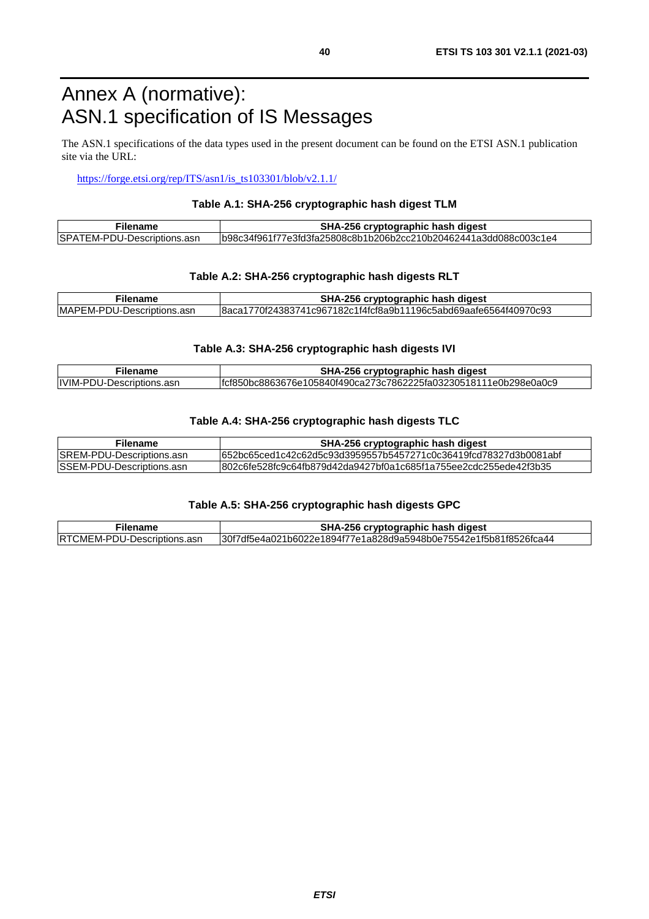# Annex A (normative): ASN.1 specification of IS Messages

The ASN.1 specifications of the data types used in the present document can be found on the ETSI ASN.1 publication site via the URL:

https://forge.etsi.org/rep/ITS/asn1/is_ts103301/blob/v2.1.1/

**Table A.1: SHA-256 cryptographic hash digest TLM**

| Filename | SHA-256 cryptographic hash digest |
|---|---|
| SPATEM-PDU-Descriptions.asn | b98c34f961f77e3fd3fa25808c8b1b206b2cc210b20462441a3dd088c003c1e4 |

**Table A.2: SHA-256 cryptographic hash digests RLT**

| Filename | SHA-256 cryptographic hash digest |
|---|---|
| MAPEM-PDU-Descriptions.asn | 8aca1770f24383741c967182c1f4fcf8a9b11196c5abd69aafe6564f40970c93 |

**Table A.3: SHA-256 cryptographic hash digests IVI**

| Filename | SHA-256 cryptographic hash digest |
|---|---|
| IVIM-PDU-Descriptions.asn | fcf850bc8863676e105840f490ca273c7862225fa03230518111e0b298e0a0c9 |

**Table A.4: SHA-256 cryptographic hash digests TLC**

| Filename | SHA-256 cryptographic hash digest |
|---|---|
| SREM-PDU-Descriptions.asn | 652bc65ced1c42c62d5c93d3959557b5457271c0c36419fcd78327d3b0081abf |
| SSEM-PDU-Descriptions.asn | 802c6fe528fc9c64fb879d42da9427bf0a1c685f1a755ee2cdc255ede42f3b35 |

**Table A.5: SHA-256 cryptographic hash digests GPC**

| Filename | SHA-256 cryptographic hash digest |
|---|---|
| RTCMEM-PDU-Descriptions.asn | 30f7df5e4a021b6022e1894f77e1a828d9a5948b0e75542e1f5b81f8526fca44 |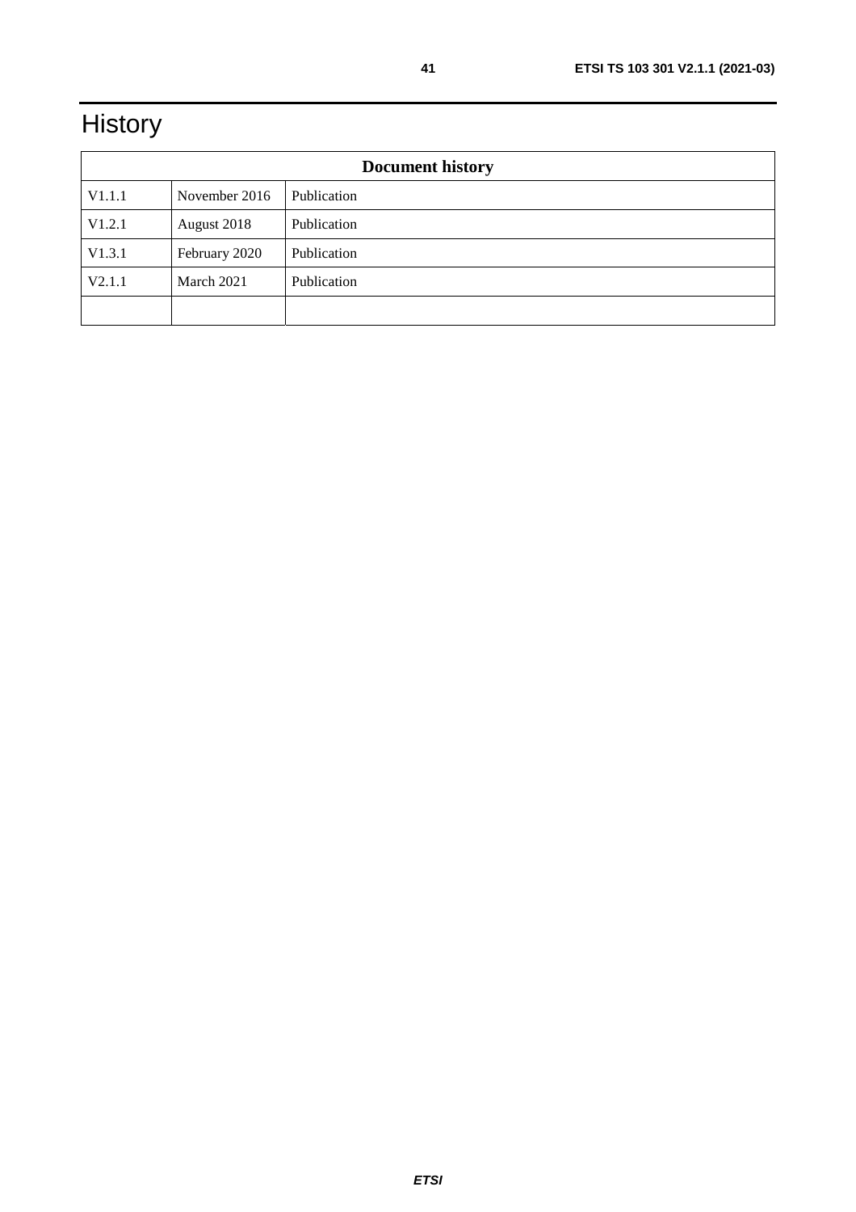# History

| Document history | | |
|---|---|---|
| V1.1.1 | November 2016 | Publication |
| V1.2.1 | August 2018 | Publication |
| V1.3.1 | February 2020 | Publication |
| V2.1.1 | March 2021 | Publication |
| | | |